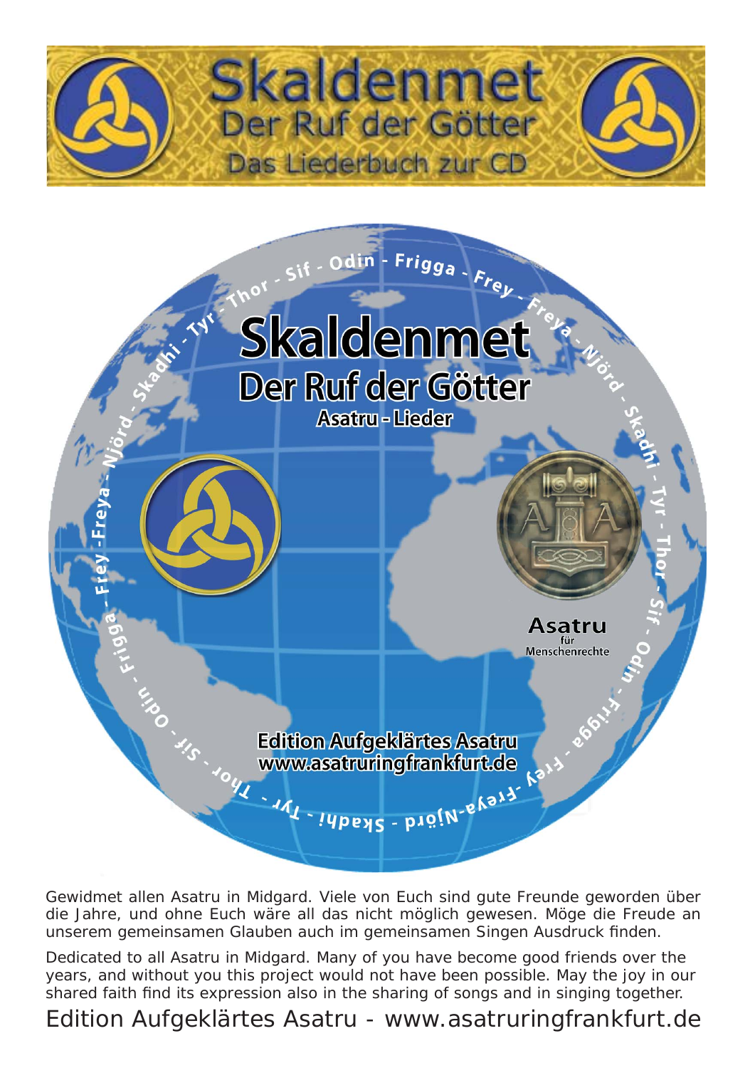# Skaldenmet

## Der Ruf der Götter

### Das Liederbuch zur CD

Thor - Sif - Odin - Frigga - Frey - Freya - Njörd - Skadhi - Tyr - Thor - Sif - Odin - Frigga - Frey - Freya - Njörd - Skadhi - Tyr - Thor - Sif - Odin - Frigga - Frey - Freya - Njörd - Skadhi - Tyr

**Skaldenmet**

**Der Ruf der Götter**

**Asatru - Lieder**

**Asatru** für Menschenrechte

**Edition Aufgeklärtes Asatru**
**www.asatruringfrankfurt.de**

Gewidmet allen Asatru in Midgard. Viele von Euch sind gute Freunde geworden über die Jahre, und ohne Euch wäre all das nicht möglich gewesen. Möge die Freude an unserem gemeinsamen Glauben auch im gemeinsamen Singen Ausdruck finden.

Dedicated to all Asatru in Midgard. Many of you have become good friends over the years, and without you this project would not have been possible. May the joy in our shared faith find its expression also in the sharing of songs and in singing together.

Edition Aufgeklärtes Asatru - www.asatruringfrankfurt.de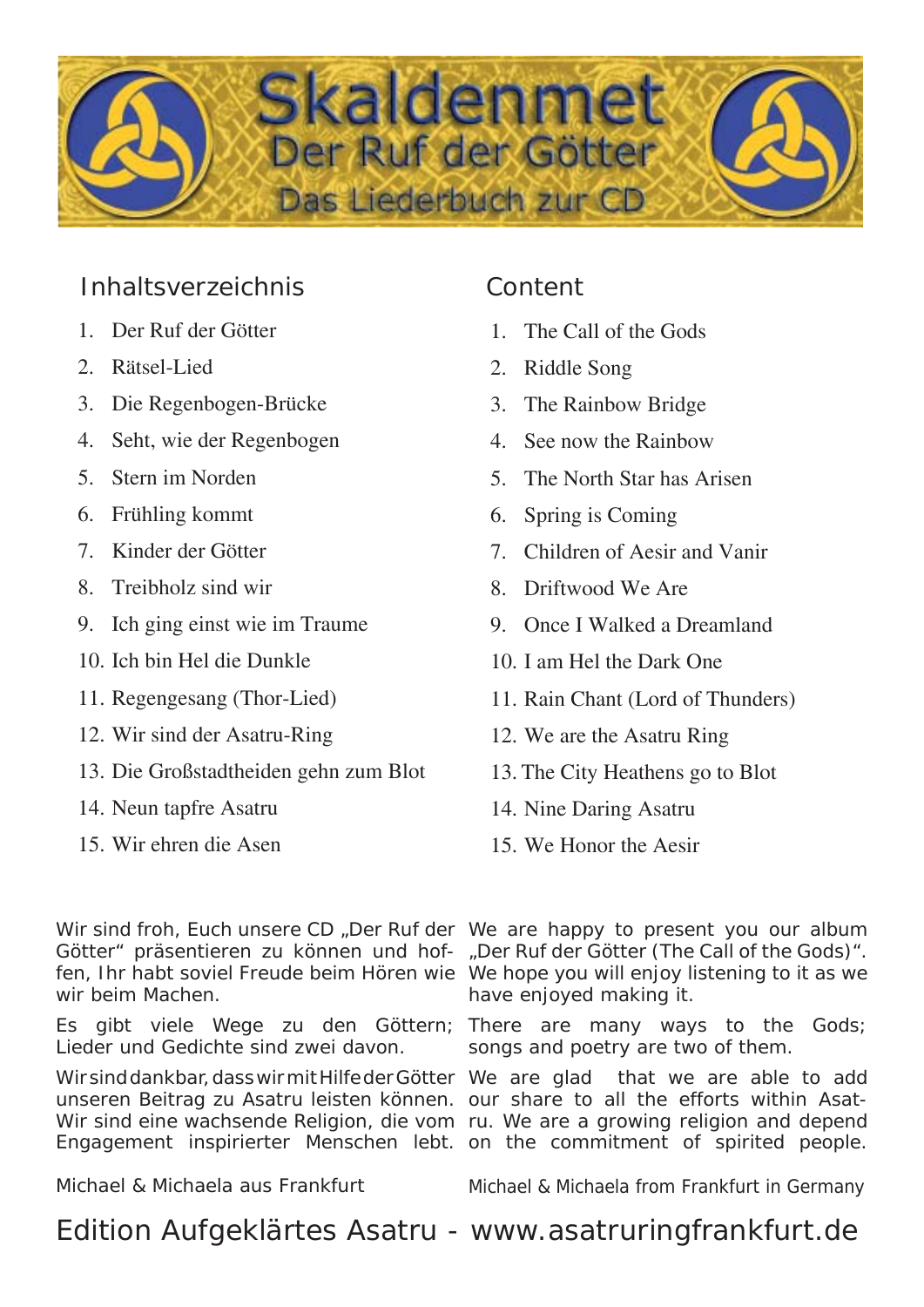# Skaldenmet

## Der Ruf der Götter

### Das Liederbuch zur CD

## Inhaltsverzeichnis

1. Der Ruf der Götter
2. Rätsel-Lied
3. Die Regenbogen-Brücke
4. Seht, wie der Regenbogen
5. Stern im Norden
6. Frühling kommt
7. Kinder der Götter
8. Treibholz sind wir
9. Ich ging einst wie im Traume
10. Ich bin Hel die Dunkle
11. Regengesang (Thor-Lied)
12. Wir sind der Asatru-Ring
13. Die Großstadtheiden gehn zum Blot
14. Neun tapfre Asatru
15. Wir ehren die Asen

## Content

1. The Call of the Gods
2. Riddle Song
3. The Rainbow Bridge
4. See now the Rainbow
5. The North Star has Arisen
6. Spring is Coming
7. Children of Aesir and Vanir
8. Driftwood We Are
9. Once I Walked a Dreamland
10. I am Hel the Dark One
11. Rain Chant (Lord of Thunders)
12. We are the Asatru Ring
13. The City Heathens go to Blot
14. Nine Daring Asatru
15. We Honor the Aesir

Wir sind froh, Euch unsere CD „Der Ruf der Götter" präsentieren zu können und hoffen, Ihr habt soviel Freude beim Hören wie wir beim Machen.

Es gibt viele Wege zu den Göttern; Lieder und Gedichte sind zwei davon.

Wir sind dankbar, dass wir mit Hilfe der Götter unseren Beitrag zu Asatru leisten können. Wir sind eine wachsende Religion, die vom Engagement inspirierter Menschen lebt.

Michael & Michaela aus Frankfurt

We are happy to present you our album „Der Ruf der Götter (The Call of the Gods)". We hope you will enjoy listening to it as we have enjoyed making it.

There are many ways to the Gods; songs and poetry are two of them.

We are glad that we are able to add our share to all the efforts within Asatru. We are a growing religion and depend on the commitment of spirited people.

Michael & Michaela from Frankfurt in Germany

Edition Aufgeklärtes Asatru - www.asatruringfrankfurt.de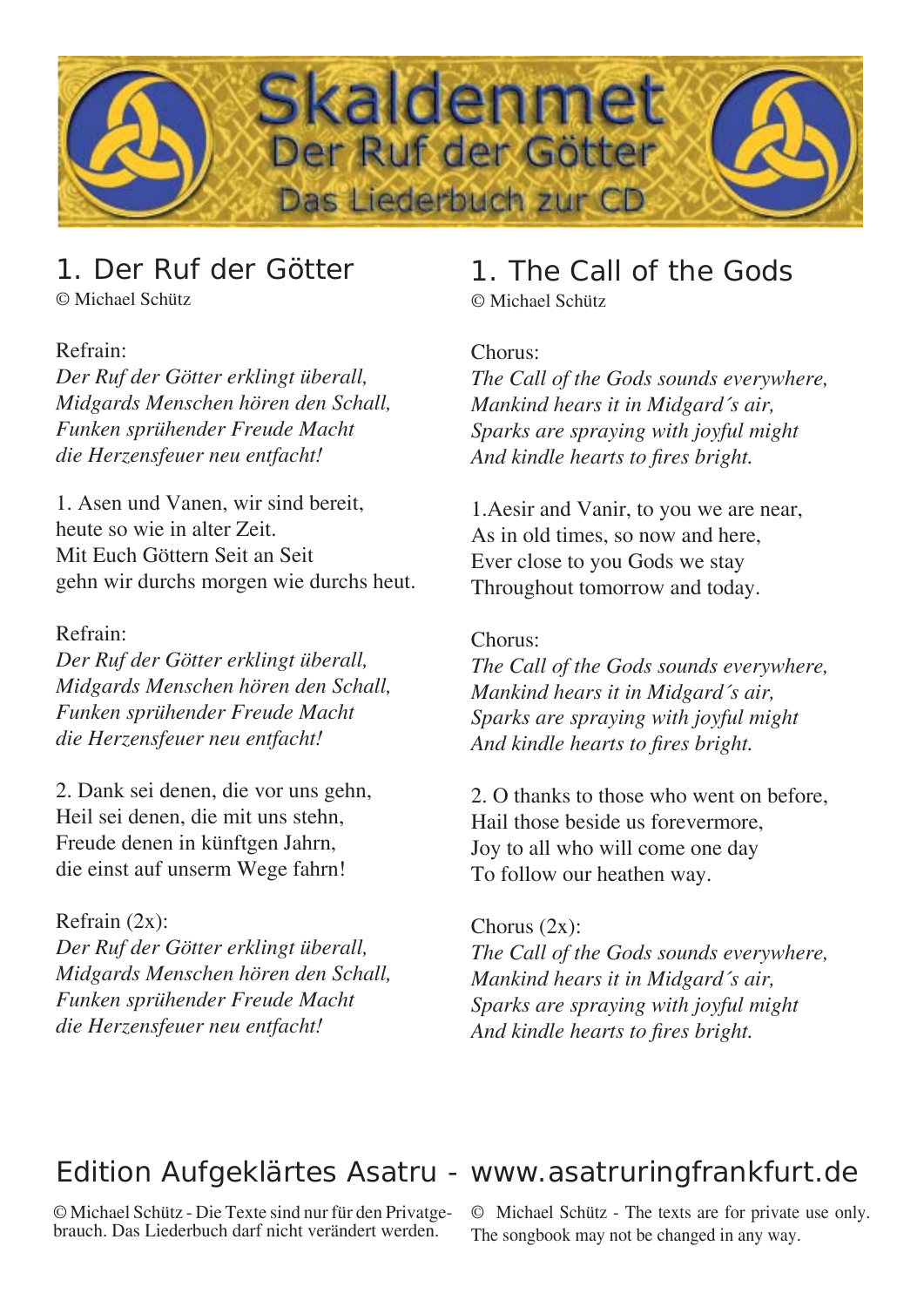# Skaldenmet

## Der Ruf der Götter

### Das Liederbuch zur CD

## 1. Der Ruf der Götter

© Michael Schütz

Refrain:
*Der Ruf der Götter erklingt überall,*
*Midgards Menschen hören den Schall,*
*Funken sprühender Freude Macht*
*die Herzensfeuer neu entfacht!*

1. Asen und Vanen, wir sind bereit,
heute so wie in alter Zeit.
Mit Euch Göttern Seit an Seit
gehn wir durchs morgen wie durchs heut.

Refrain:
*Der Ruf der Götter erklingt überall,*
*Midgards Menschen hören den Schall,*
*Funken sprühender Freude Macht*
*die Herzensfeuer neu entfacht!*

2. Dank sei denen, die vor uns gehn,
Heil sei denen, die mit uns stehn,
Freude denen in künftgen Jahrn,
die einst auf unserm Wege fahrn!

Refrain (2x):
*Der Ruf der Götter erklingt überall,*
*Midgards Menschen hören den Schall,*
*Funken sprühender Freude Macht*
*die Herzensfeuer neu entfacht!*

## 1. The Call of the Gods

© Michael Schütz

Chorus:
*The Call of the Gods sounds everywhere,*
*Mankind hears it in Midgard´s air,*
*Sparks are spraying with joyful might*
*And kindle hearts to fires bright.*

1.Aesir and Vanir, to you we are near,
As in old times, so now and here,
Ever close to you Gods we stay
Throughout tomorrow and today.

Chorus:
*The Call of the Gods sounds everywhere,*
*Mankind hears it in Midgard´s air,*
*Sparks are spraying with joyful might*
*And kindle hearts to fires bright.*

2. O thanks to those who went on before,
Hail those beside us forevermore,
Joy to all who will come one day
To follow our heathen way.

Chorus (2x):
*The Call of the Gods sounds everywhere,*
*Mankind hears it in Midgard´s air,*
*Sparks are spraying with joyful might*
*And kindle hearts to fires bright.*

## Edition Aufgeklärtes Asatru - www.asatruringfrankfurt.de

© Michael Schütz - Die Texte sind nur für den Privatgebrauch. Das Liederbuch darf nicht verändert werden.

© Michael Schütz - The texts are for private use only. The songbook may not be changed in any way.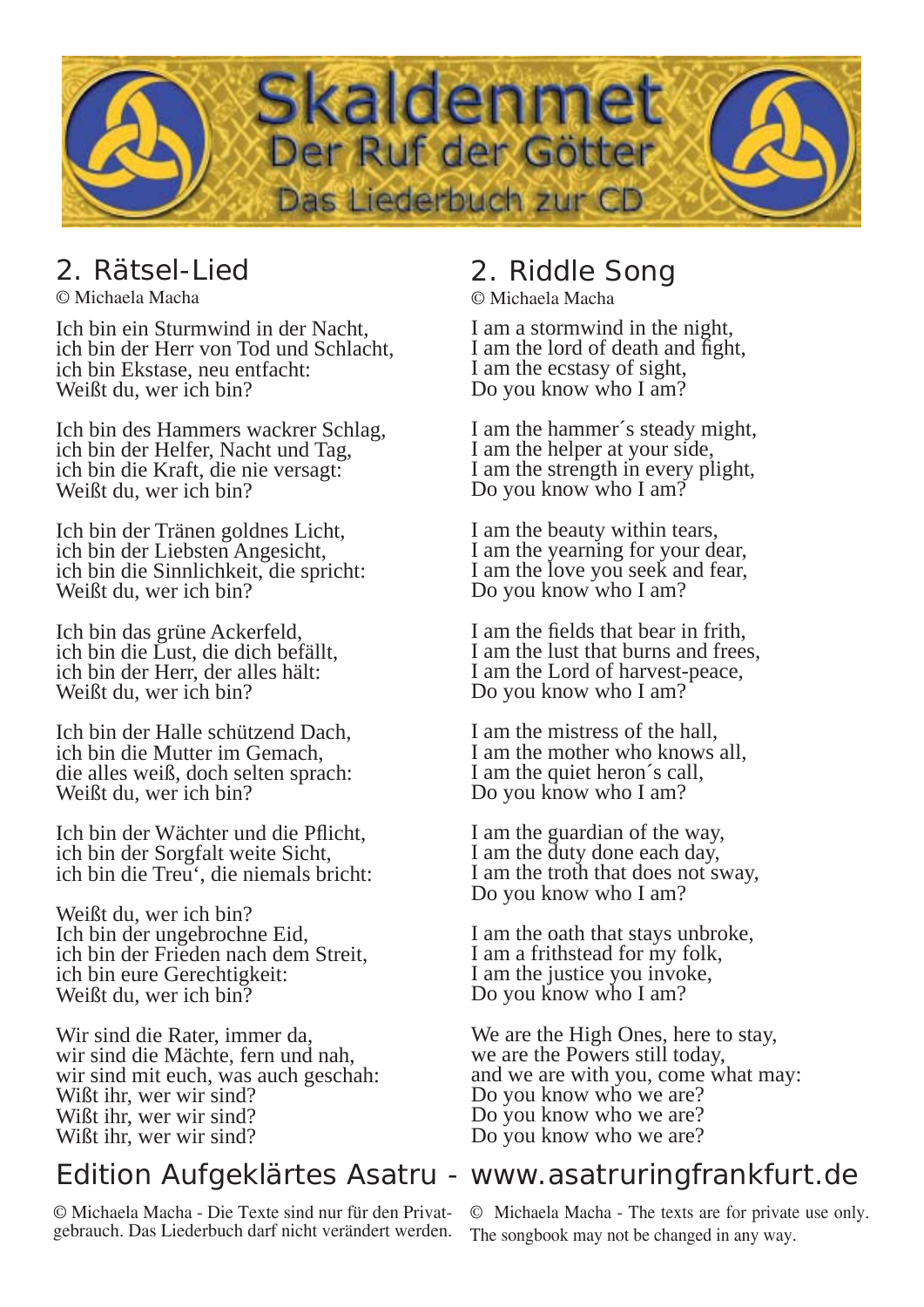# Skaldenmet
## Der Ruf der Götter
### Das Liederbuch zur CD

## 2. Rätsel-Lied

© Michaela Macha

Ich bin ein Sturmwind in der Nacht,
ich bin der Herr von Tod und Schlacht,
ich bin Ekstase, neu entfacht:
Weißt du, wer ich bin?

Ich bin des Hammers wackrer Schlag,
ich bin der Helfer, Nacht und Tag,
ich bin die Kraft, die nie versagt:
Weißt du, wer ich bin?

Ich bin der Tränen goldnes Licht,
ich bin der Liebsten Angesicht,
ich bin die Sinnlichkeit, die spricht:
Weißt du, wer ich bin?

Ich bin das grüne Ackerfeld,
ich bin die Lust, die dich befällt,
ich bin der Herr, der alles hält:
Weißt du, wer ich bin?

Ich bin der Halle schützend Dach,
ich bin die Mutter im Gemach,
die alles weiß, doch selten sprach:
Weißt du, wer ich bin?

Ich bin der Wächter und die Pflicht,
ich bin der Sorgfalt weite Sicht,
ich bin die Treu‘, die niemals bricht:

Weißt du, wer ich bin?
Ich bin der ungebrochne Eid,
ich bin der Frieden nach dem Streit,
ich bin eure Gerechtigkeit:
Weißt du, wer ich bin?

Wir sind die Rater, immer da,
wir sind die Mächte, fern und nah,
wir sind mit euch, was auch geschah:
Wißt ihr, wer wir sind?
Wißt ihr, wer wir sind?
Wißt ihr, wer wir sind?

## 2. Riddle Song

© Michaela Macha

I am a stormwind in the night,
I am the lord of death and fight,
I am the ecstasy of sight,
Do you know who I am?

I am the hammer´s steady might,
I am the helper at your side,
I am the strength in every plight,
Do you know who I am?

I am the beauty within tears,
I am the yearning for your dear,
I am the love you seek and fear,
Do you know who I am?

I am the fields that bear in frith,
I am the lust that burns and frees,
I am the Lord of harvest-peace,
Do you know who I am?

I am the mistress of the hall,
I am the mother who knows all,
I am the quiet heron´s call,
Do you know who I am?

I am the guardian of the way,
I am the duty done each day,
I am the troth that does not sway,
Do you know who I am?

I am the oath that stays unbroke,
I am a frithstead for my folk,
I am the justice you invoke,
Do you know who I am?

We are the High Ones, here to stay,
we are the Powers still today,
and we are with you, come what may:
Do you know who we are?
Do you know who we are?
Do you know who we are?

Edition Aufgeklärtes Asatru - www.asatruringfrankfurt.de

© Michaela Macha - Die Texte sind nur für den Privatgebrauch. Das Liederbuch darf nicht verändert werden.

© Michaela Macha - The texts are for private use only. The songbook may not be changed in any way.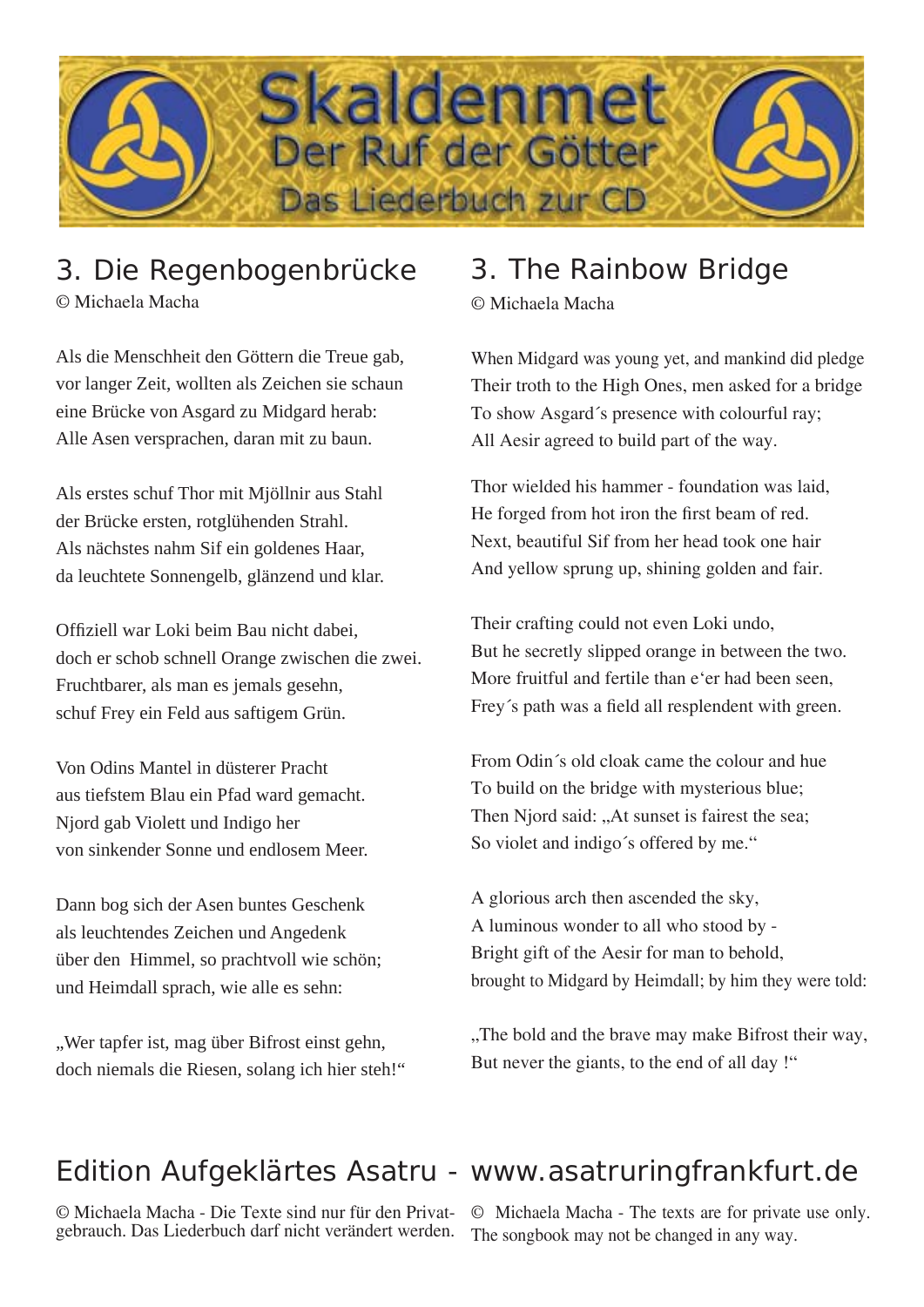# 3. Die Regenbogenbrücke

© Michaela Macha

Als die Menschheit den Göttern die Treue gab,
vor langer Zeit, wollten als Zeichen sie schaun
eine Brücke von Asgard zu Midgard herab:
Alle Asen versprachen, daran mit zu baun.

Als erstes schuf Thor mit Mjöllnir aus Stahl
der Brücke ersten, rotglühenden Strahl.
Als nächstes nahm Sif ein goldenes Haar,
da leuchtete Sonnengelb, glänzend und klar.

Offiziell war Loki beim Bau nicht dabei,
doch er schob schnell Orange zwischen die zwei.
Fruchtbarer, als man es jemals gesehn,
schuf Frey ein Feld aus saftigem Grün.

Von Odins Mantel in düsterer Pracht
aus tiefstem Blau ein Pfad ward gemacht.
Njord gab Violett und Indigo her
von sinkender Sonne und endlosem Meer.

Dann bog sich der Asen buntes Geschenk
als leuchtendes Zeichen und Angedenk
über den Himmel, so prachtvoll wie schön;
und Heimdall sprach, wie alle es sehn:

„Wer tapfer ist, mag über Bifrost einst gehn,
doch niemals die Riesen, solang ich hier steh!“

# 3. The Rainbow Bridge

© Michaela Macha

When Midgard was young yet, and mankind did pledge
Their troth to the High Ones, men asked for a bridge
To show Asgard´s presence with colourful ray;
All Aesir agreed to build part of the way.

Thor wielded his hammer - foundation was laid,
He forged from hot iron the first beam of red.
Next, beautiful Sif from her head took one hair
And yellow sprung up, shining golden and fair.

Their crafting could not even Loki undo,
But he secretly slipped orange in between the two.
More fruitful and fertile than e‘er had been seen,
Frey´s path was a field all resplendent with green.

From Odin´s old cloak came the colour and hue
To build on the bridge with mysterious blue;
Then Njord said: „At sunset is fairest the sea;
So violet and indigo´s offered by me.“

A glorious arch then ascended the sky,
A luminous wonder to all who stood by -
Bright gift of the Aesir for man to behold,
brought to Midgard by Heimdall; by him they were told:

„The bold and the brave may make Bifrost their way,
But never the giants, to the end of all day !“

## Edition Aufgeklärtes Asatru - www.asatruringfrankfurt.de

© Michaela Macha - Die Texte sind nur für den Privatgebrauch. Das Liederbuch darf nicht verändert werden.

© Michaela Macha - The texts are for private use only. The songbook may not be changed in any way.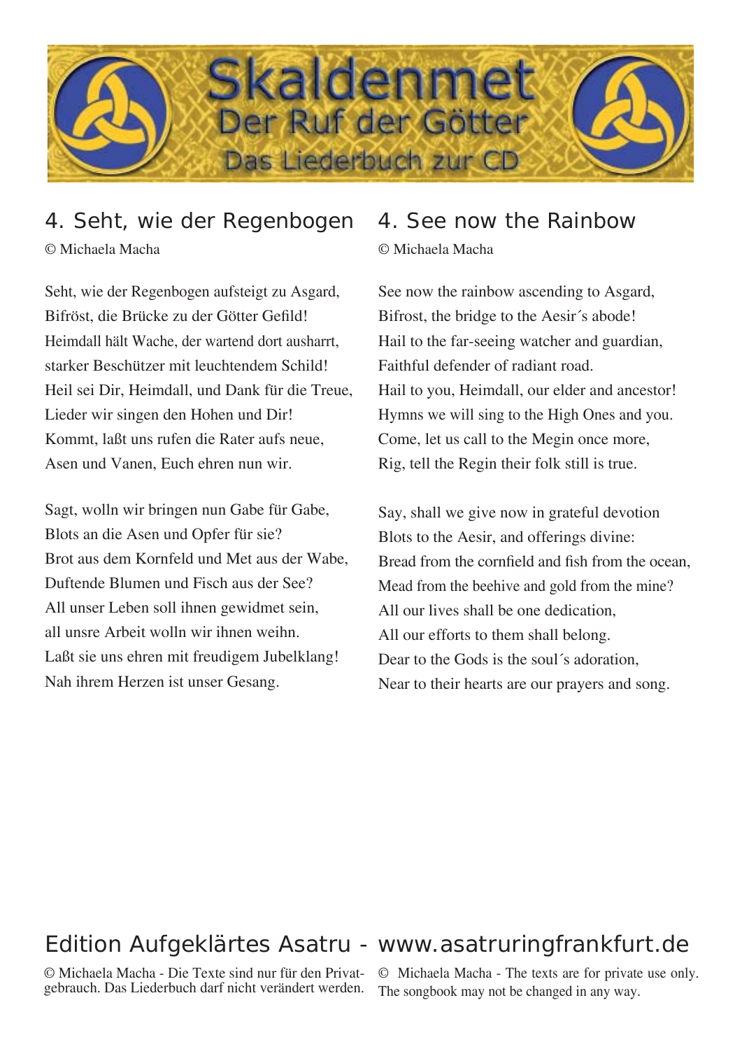## 4. Seht, wie der Regenbogen

© Michaela Macha

Seht, wie der Regenbogen aufsteigt zu Asgard,
Bifröst, die Brücke zu der Götter Gefild!
Heimdall hält Wache, der wartend dort ausharrt,
starker Beschützer mit leuchtendem Schild!
Heil sei Dir, Heimdall, und Dank für die Treue,
Lieder wir singen den Hohen und Dir!
Kommt, laßt uns rufen die Rater aufs neue,
Asen und Vanen, Euch ehren nun wir.

Sagt, wolln wir bringen nun Gabe für Gabe,
Blots an die Asen und Opfer für sie?
Brot aus dem Kornfeld und Met aus der Wabe,
Duftende Blumen und Fisch aus der See?
All unser Leben soll ihnen gewidmet sein,
all unsre Arbeit wolln wir ihnen weihn.
Laßt sie uns ehren mit freudigem Jubelklang!
Nah ihrem Herzen ist unser Gesang.

## 4. See now the Rainbow

© Michaela Macha

See now the rainbow ascending to Asgard,
Bifrost, the bridge to the Aesir´s abode!
Hail to the far-seeing watcher and guardian,
Faithful defender of radiant road.
Hail to you, Heimdall, our elder and ancestor!
Hymns we will sing to the High Ones and you.
Come, let us call to the Megin once more,
Rig, tell the Regin their folk still is true.

Say, shall we give now in grateful devotion
Blots to the Aesir, and offerings divine:
Bread from the cornfield and fish from the ocean,
Mead from the beehive and gold from the mine?
All our lives shall be one dedication,
All our efforts to them shall belong.
Dear to the Gods is the soul´s adoration,
Near to their hearts are our prayers and song.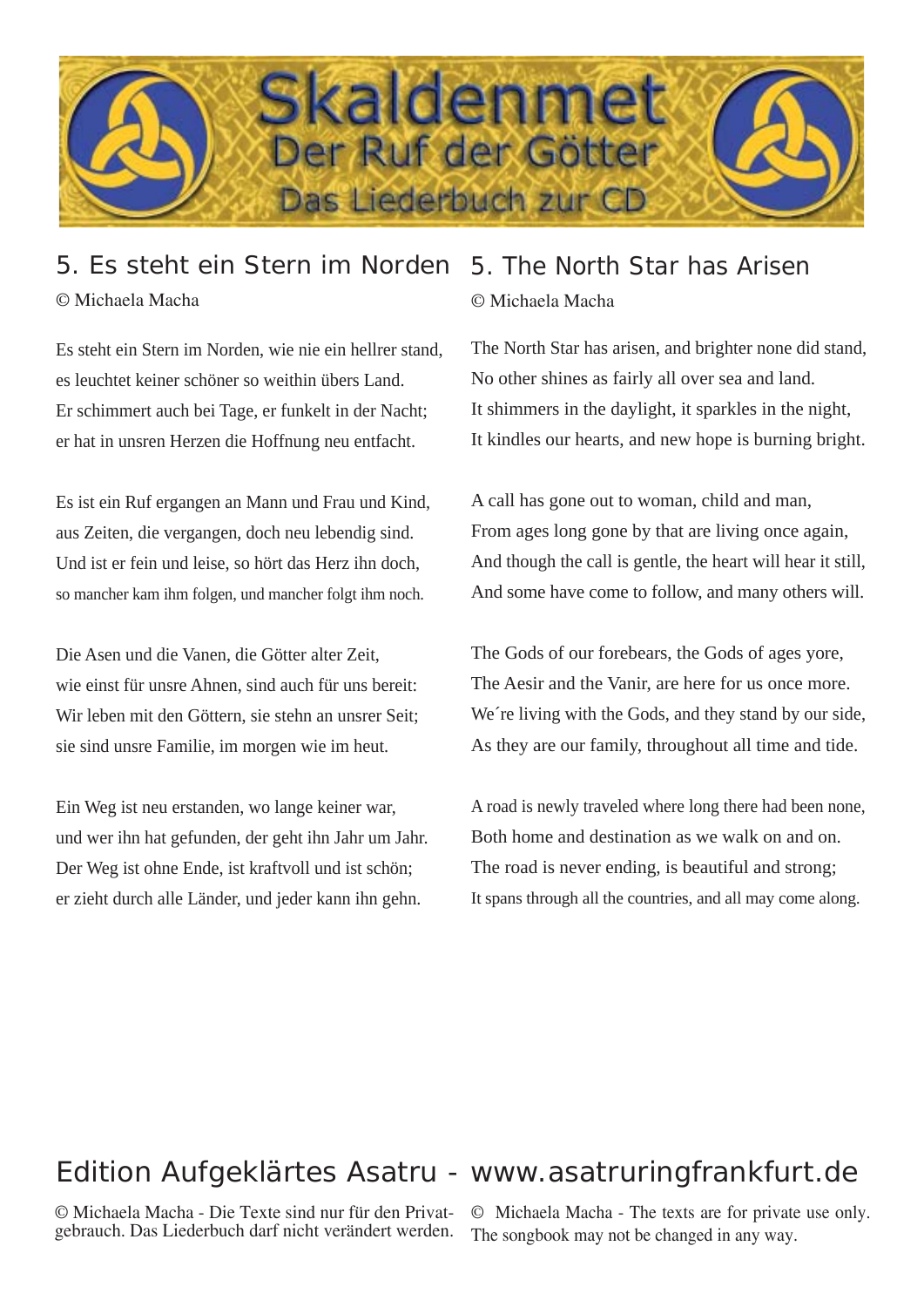Skaldenmet
Der Ruf der Götter
Das Liederbuch zur CD

## 5. Es steht ein Stern im Norden

© Michaela Macha

Es steht ein Stern im Norden, wie nie ein hellrer stand,
es leuchtet keiner schöner so weithin übers Land.
Er schimmert auch bei Tage, er funkelt in der Nacht;
er hat in unsren Herzen die Hoffnung neu entfacht.

Es ist ein Ruf ergangen an Mann und Frau und Kind,
aus Zeiten, die vergangen, doch neu lebendig sind.
Und ist er fein und leise, so hört das Herz ihn doch,
so mancher kam ihm folgen, und mancher folgt ihm noch.

Die Asen und die Vanen, die Götter alter Zeit,
wie einst für unsre Ahnen, sind auch für uns bereit:
Wir leben mit den Göttern, sie stehn an unsrer Seit;
sie sind unsre Familie, im morgen wie im heut.

Ein Weg ist neu erstanden, wo lange keiner war,
und wer ihn hat gefunden, der geht ihn Jahr um Jahr.
Der Weg ist ohne Ende, ist kraftvoll und ist schön;
er zieht durch alle Länder, und jeder kann ihn gehn.

## 5. The North Star has Arisen

© Michaela Macha

The North Star has arisen, and brighter none did stand,
No other shines as fairly all over sea and land.
It shimmers in the daylight, it sparkles in the night,
It kindles our hearts, and new hope is burning bright.

A call has gone out to woman, child and man,
From ages long gone by that are living once again,
And though the call is gentle, the heart will hear it still,
And some have come to follow, and many others will.

The Gods of our forebears, the Gods of ages yore,
The Aesir and the Vanir, are here for us once more.
We´re living with the Gods, and they stand by our side,
As they are our family, throughout all time and tide.

A road is newly traveled where long there had been none,
Both home and destination as we walk on and on.
The road is never ending, is beautiful and strong;
It spans through all the countries, and all may come along.

## Edition Aufgeklärtes Asatru - www.asatruringfrankfurt.de

© Michaela Macha - Die Texte sind nur für den Privatgebrauch. Das Liederbuch darf nicht verändert werden.

© Michaela Macha - The texts are for private use only. The songbook may not be changed in any way.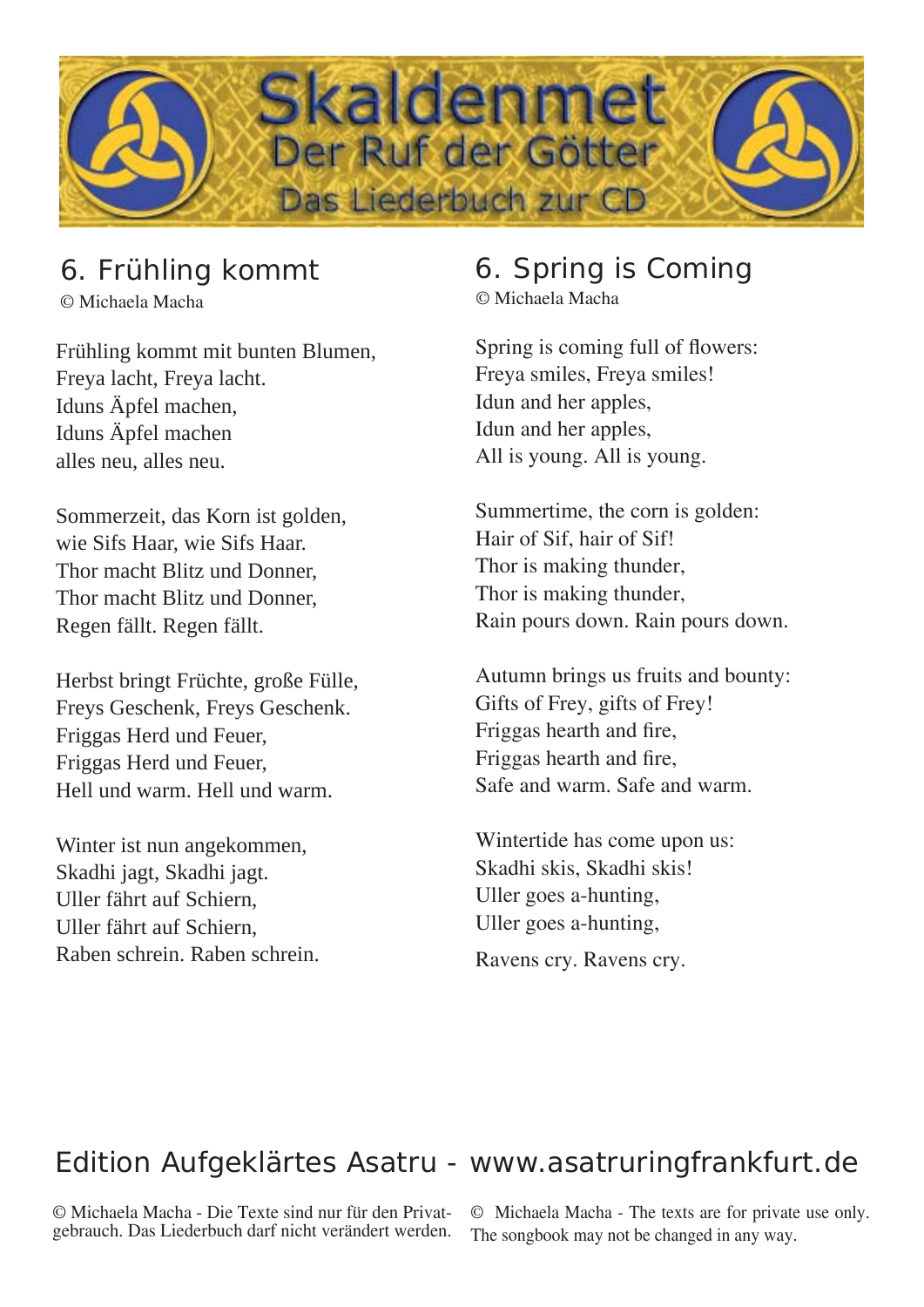# Skaldenmet
## Der Ruf der Götter
### Das Liederbuch zur CD

## 6. Frühling kommt

© Michaela Macha

Frühling kommt mit bunten Blumen,
Freya lacht, Freya lacht.
Iduns Äpfel machen,
Iduns Äpfel machen
alles neu, alles neu.

Sommerzeit, das Korn ist golden,
wie Sifs Haar, wie Sifs Haar.
Thor macht Blitz und Donner,
Thor macht Blitz und Donner,
Regen fällt. Regen fällt.

Herbst bringt Früchte, große Fülle,
Freys Geschenk, Freys Geschenk.
Friggas Herd und Feuer,
Friggas Herd und Feuer,
Hell und warm. Hell und warm.

Winter ist nun angekommen,
Skadhi jagt, Skadhi jagt.
Uller fährt auf Schiern,
Uller fährt auf Schiern,
Raben schrein. Raben schrein.

## 6. Spring is Coming

© Michaela Macha

Spring is coming full of flowers:
Freya smiles, Freya smiles!
Idun and her apples,
Idun and her apples,
All is young. All is young.

Summertime, the corn is golden:
Hair of Sif, hair of Sif!
Thor is making thunder,
Thor is making thunder,
Rain pours down. Rain pours down.

Autumn brings us fruits and bounty:
Gifts of Frey, gifts of Frey!
Friggas hearth and fire,
Friggas hearth and fire,
Safe and warm. Safe and warm.

Wintertide has come upon us:
Skadhi skis, Skadhi skis!
Uller goes a-hunting,
Uller goes a-hunting,
Ravens cry. Ravens cry.

Edition Aufgeklärtes Asatru - www.asatruringfrankfurt.de

© Michaela Macha - Die Texte sind nur für den Privatgebrauch. Das Liederbuch darf nicht verändert werden.

© Michaela Macha - The texts are for private use only. The songbook may not be changed in any way.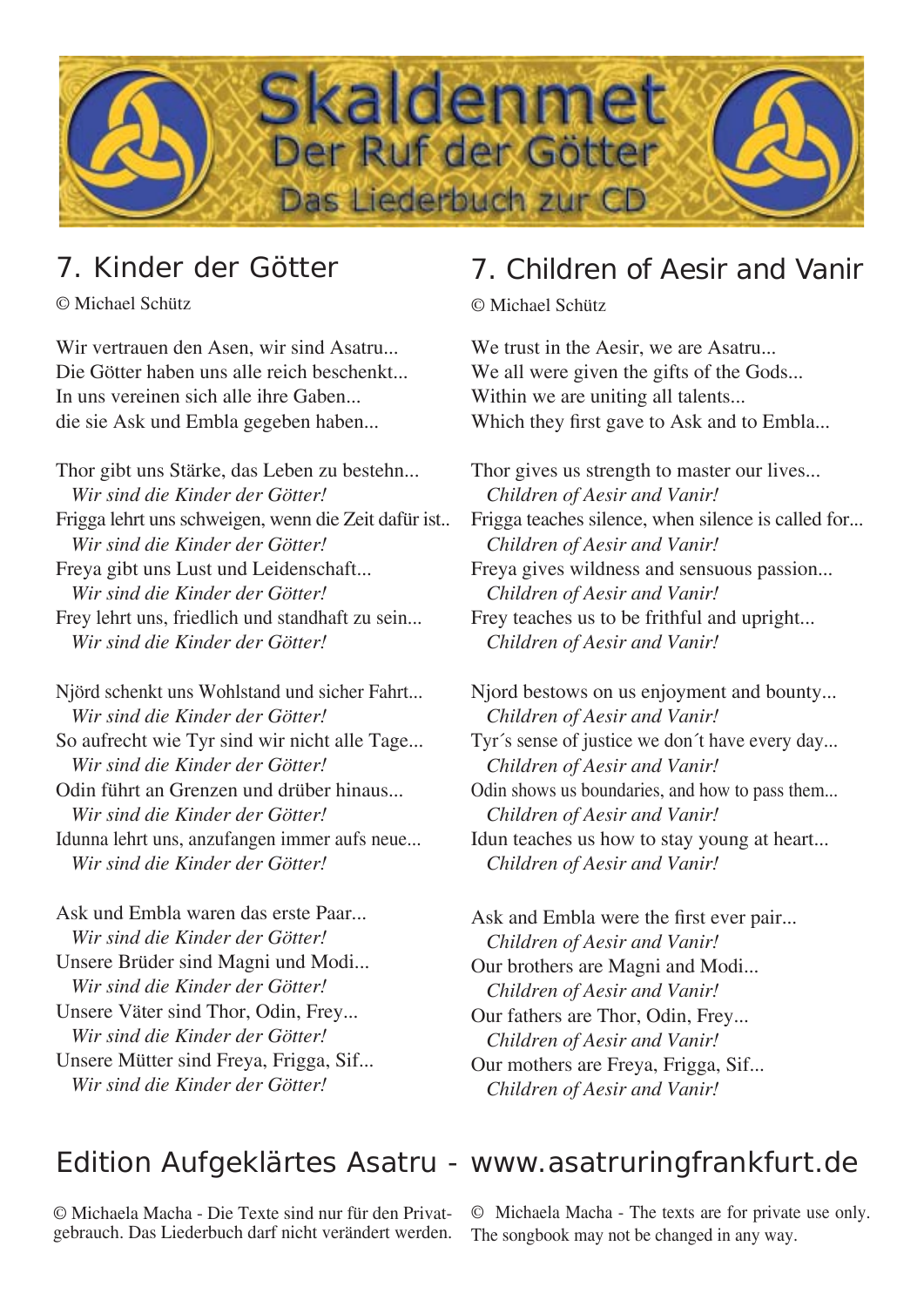# Skaldenmet
## Der Ruf der Götter
### Das Liederbuch zur CD

## 7. Kinder der Götter

© Michael Schütz

Wir vertrauen den Asen, wir sind Asatru...
Die Götter haben uns alle reich beschenkt...
In uns vereinen sich alle ihre Gaben...
die sie Ask und Embla gegeben haben...

Thor gibt uns Stärke, das Leben zu bestehn...
*Wir sind die Kinder der Götter!*
Frigga lehrt uns schweigen, wenn die Zeit dafür ist..
*Wir sind die Kinder der Götter!*
Freya gibt uns Lust und Leidenschaft...
*Wir sind die Kinder der Götter!*
Frey lehrt uns, friedlich und standhaft zu sein...
*Wir sind die Kinder der Götter!*

Njörd schenkt uns Wohlstand und sicher Fahrt...
*Wir sind die Kinder der Götter!*
So aufrecht wie Tyr sind wir nicht alle Tage...
*Wir sind die Kinder der Götter!*
Odin führt an Grenzen und drüber hinaus...
*Wir sind die Kinder der Götter!*
Idunna lehrt uns, anzufangen immer aufs neue...
*Wir sind die Kinder der Götter!*

Ask und Embla waren das erste Paar...
*Wir sind die Kinder der Götter!*
Unsere Brüder sind Magni und Modi...
*Wir sind die Kinder der Götter!*
Unsere Väter sind Thor, Odin, Frey...
*Wir sind die Kinder der Götter!*
Unsere Mütter sind Freya, Frigga, Sif...
*Wir sind die Kinder der Götter!*

## 7. Children of Aesir and Vanir

© Michael Schütz

We trust in the Aesir, we are Asatru...
We all were given the gifts of the Gods...
Within we are uniting all talents...
Which they first gave to Ask and to Embla...

Thor gives us strength to master our lives...
*Children of Aesir and Vanir!*
Frigga teaches silence, when silence is called for...
*Children of Aesir and Vanir!*
Freya gives wildness and sensuous passion...
*Children of Aesir and Vanir!*
Frey teaches us to be frithful and upright...
*Children of Aesir and Vanir!*

Njord bestows on us enjoyment and bounty...
*Children of Aesir and Vanir!*
Tyr´s sense of justice we don´t have every day...
*Children of Aesir and Vanir!*
Odin shows us boundaries, and how to pass them...
*Children of Aesir and Vanir!*
Idun teaches us how to stay young at heart...
*Children of Aesir and Vanir!*

Ask and Embla were the first ever pair...
*Children of Aesir and Vanir!*
Our brothers are Magni and Modi...
*Children of Aesir and Vanir!*
Our fathers are Thor, Odin, Frey...
*Children of Aesir and Vanir!*
Our mothers are Freya, Frigga, Sif...
*Children of Aesir and Vanir!*

## Edition Aufgeklärtes Asatru - www.asatruringfrankfurt.de

© Michaela Macha - Die Texte sind nur für den Privatgebrauch. Das Liederbuch darf nicht verändert werden.

© Michaela Macha - The texts are for private use only. The songbook may not be changed in any way.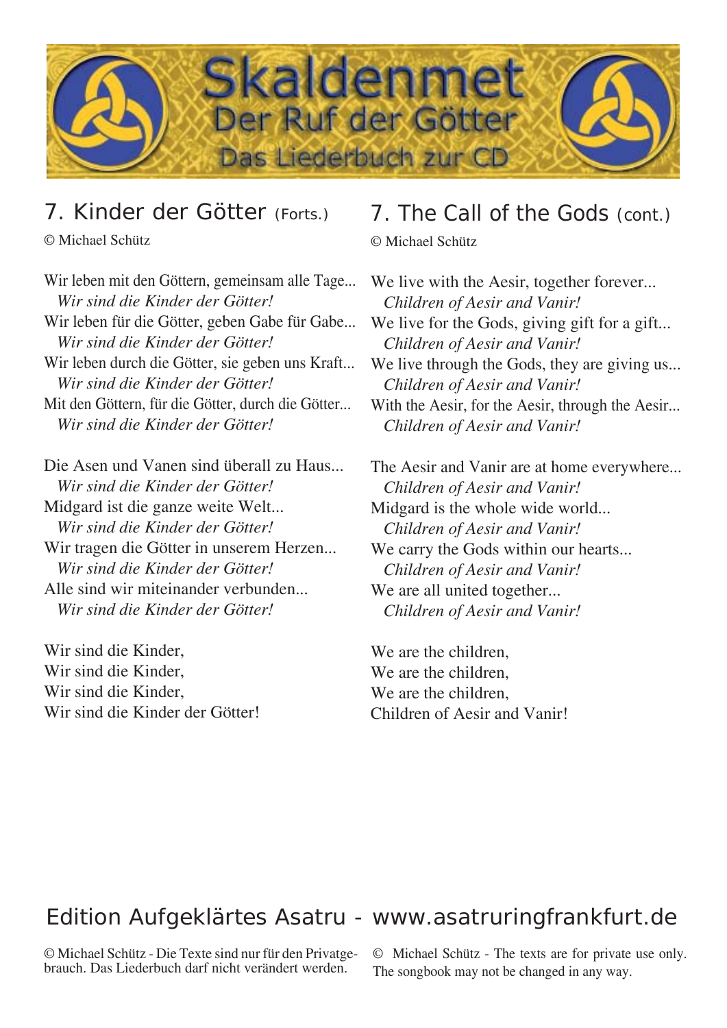## 7. Kinder der Götter (Forts.)

© Michael Schütz

Wir leben mit den Göttern, gemeinsam alle Tage...
*Wir sind die Kinder der Götter!*
Wir leben für die Götter, geben Gabe für Gabe...
*Wir sind die Kinder der Götter!*
Wir leben durch die Götter, sie geben uns Kraft...
*Wir sind die Kinder der Götter!*
Mit den Göttern, für die Götter, durch die Götter...
*Wir sind die Kinder der Götter!*

Die Asen und Vanen sind überall zu Haus...
*Wir sind die Kinder der Götter!*
Midgard ist die ganze weite Welt...
*Wir sind die Kinder der Götter!*
Wir tragen die Götter in unserem Herzen...
*Wir sind die Kinder der Götter!*
Alle sind wir miteinander verbunden...
*Wir sind die Kinder der Götter!*

Wir sind die Kinder,
Wir sind die Kinder,
Wir sind die Kinder,
Wir sind die Kinder der Götter!

## 7. The Call of the Gods (cont.)

© Michael Schütz

We live with the Aesir, together forever...
*Children of Aesir and Vanir!*
We live for the Gods, giving gift for a gift...
*Children of Aesir and Vanir!*
We live through the Gods, they are giving us...
*Children of Aesir and Vanir!*
With the Aesir, for the Aesir, through the Aesir...
*Children of Aesir and Vanir!*

The Aesir and Vanir are at home everywhere...
*Children of Aesir and Vanir!*
Midgard is the whole wide world...
*Children of Aesir and Vanir!*
We carry the Gods within our hearts...
*Children of Aesir and Vanir!*
We are all united together...
*Children of Aesir and Vanir!*

We are the children,
We are the children,
We are the children,
Children of Aesir and Vanir!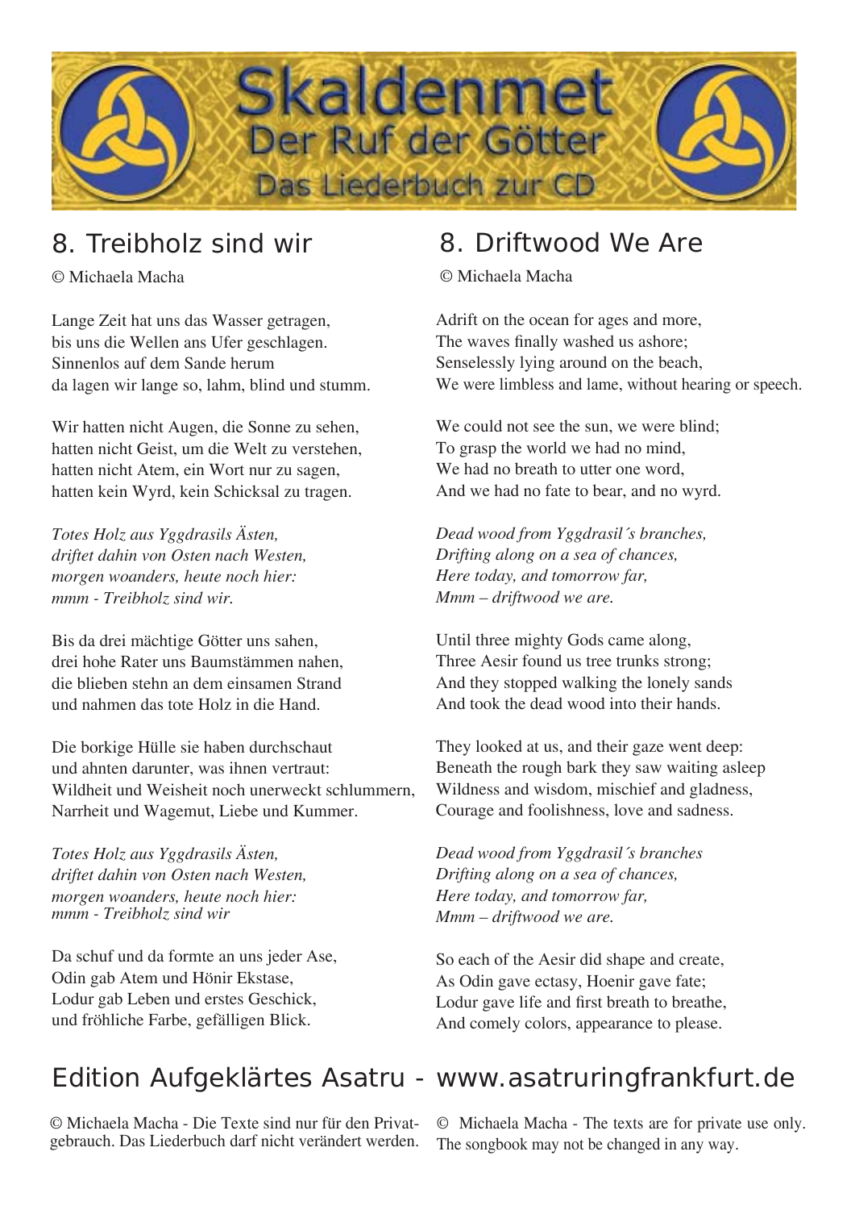# Skaldenmet
## Der Ruf der Götter
### Das Liederbuch zur CD

## 8. Treibholz sind wir

© Michaela Macha

Lange Zeit hat uns das Wasser getragen,
bis uns die Wellen ans Ufer geschlagen.
Sinnenlos auf dem Sande herum
da lagen wir lange so, lahm, blind und stumm.

Wir hatten nicht Augen, die Sonne zu sehen,
hatten nicht Geist, um die Welt zu verstehen,
hatten nicht Atem, ein Wort nur zu sagen,
hatten kein Wyrd, kein Schicksal zu tragen.

*Totes Holz aus Yggdrasils Ästen,*
*driftet dahin von Osten nach Westen,*
*morgen woanders, heute noch hier:*
*mmm - Treibholz sind wir.*

Bis da drei mächtige Götter uns sahen,
drei hohe Rater uns Baumstämmen nahen,
die blieben stehn an dem einsamen Strand
und nahmen das tote Holz in die Hand.

Die borkige Hülle sie haben durchschaut
und ahnten darunter, was ihnen vertraut:
Wildheit und Weisheit noch unerweckt schlummern,
Narrheit und Wagemut, Liebe und Kummer.

*Totes Holz aus Yggdrasils Ästen,*
*driftet dahin von Osten nach Westen,*
*morgen woanders, heute noch hier:*
*mmm - Treibholz sind wir*

Da schuf und da formte an uns jeder Ase,
Odin gab Atem und Hönir Ekstase,
Lodur gab Leben und erstes Geschick,
und fröhliche Farbe, gefälligen Blick.

## 8. Driftwood We Are

© Michaela Macha

Adrift on the ocean for ages and more,
The waves finally washed us ashore;
Senselessly lying around on the beach,
We were limbless and lame, without hearing or speech.

We could not see the sun, we were blind;
To grasp the world we had no mind,
We had no breath to utter one word,
And we had no fate to bear, and no wyrd.

*Dead wood from Yggdrasil´s branches,*
*Drifting along on a sea of chances,*
*Here today, and tomorrow far,*
*Mmm – driftwood we are.*

Until three mighty Gods came along,
Three Aesir found us tree trunks strong;
And they stopped walking the lonely sands
And took the dead wood into their hands.

They looked at us, and their gaze went deep:
Beneath the rough bark they saw waiting asleep
Wildness and wisdom, mischief and gladness,
Courage and foolishness, love and sadness.

*Dead wood from Yggdrasil´s branches*
*Drifting along on a sea of chances,*
*Here today, and tomorrow far,*
*Mmm – driftwood we are.*

So each of the Aesir did shape and create,
As Odin gave ectasy, Hoenir gave fate;
Lodur gave life and first breath to breathe,
And comely colors, appearance to please.

Edition Aufgeklärtes Asatru - www.asatruringfrankfurt.de

© Michaela Macha - Die Texte sind nur für den Privatgebrauch. Das Liederbuch darf nicht verändert werden.

© Michaela Macha - The texts are for private use only. The songbook may not be changed in any way.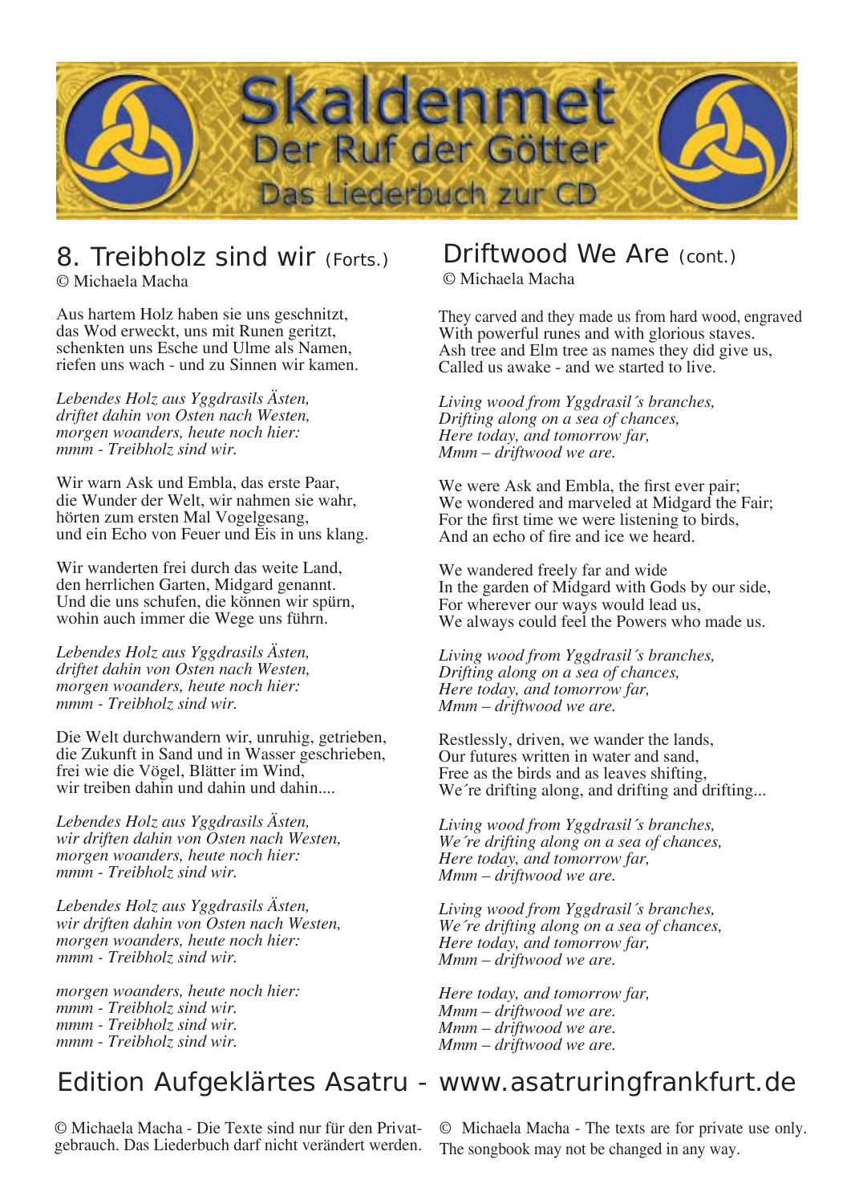# Skaldenmet
## Der Ruf der Götter
### Das Liederbuch zur CD

## 8. Treibholz sind wir (Forts.)

© Michaela Macha

Aus hartem Holz haben sie uns geschnitzt,
das Wod erweckt, uns mit Runen geritzt,
schenkten uns Esche und Ulme als Namen,
riefen uns wach - und zu Sinnen wir kamen.

*Lebendes Holz aus Yggdrasils Ästen,*
*driftet dahin von Osten nach Westen,*
*morgen woanders, heute noch hier:*
*mmm - Treibholz sind wir.*

Wir warn Ask und Embla, das erste Paar,
die Wunder der Welt, wir nahmen sie wahr,
hörten zum ersten Mal Vogelgesang,
und ein Echo von Feuer und Eis in uns klang.

Wir wanderten frei durch das weite Land,
den herrlichen Garten, Midgard genannt.
Und die uns schufen, die können wir spürn,
wohin auch immer die Wege uns führn.

*Lebendes Holz aus Yggdrasils Ästen,*
*driftet dahin von Osten nach Westen,*
*morgen woanders, heute noch hier:*
*mmm - Treibholz sind wir.*

Die Welt durchwandern wir, unruhig, getrieben,
die Zukunft in Sand und in Wasser geschrieben,
frei wie die Vögel, Blätter im Wind,
wir treiben dahin und dahin und dahin....

*Lebendes Holz aus Yggdrasils Ästen,*
*wir driften dahin von Osten nach Westen,*
*morgen woanders, heute noch hier:*
*mmm - Treibholz sind wir.*

*Lebendes Holz aus Yggdrasils Ästen,*
*wir driften dahin von Osten nach Westen,*
*morgen woanders, heute noch hier:*
*mmm - Treibholz sind wir.*

*morgen woanders, heute noch hier:*
*mmm - Treibholz sind wir.*
*mmm - Treibholz sind wir.*
*mmm - Treibholz sind wir.*

## Driftwood We Are (cont.)

© Michaela Macha

They carved and they made us from hard wood, engraved
With powerful runes and with glorious staves.
Ash tree and Elm tree as names they did give us,
Called us awake - and we started to live.

*Living wood from Yggdrasil´s branches,*
*Drifting along on a sea of chances,*
*Here today, and tomorrow far,*
*Mmm – driftwood we are.*

We were Ask and Embla, the first ever pair;
We wondered and marveled at Midgard the Fair;
For the first time we were listening to birds,
And an echo of fire and ice we heard.

We wandered freely far and wide
In the garden of Midgard with Gods by our side,
For wherever our ways would lead us,
We always could feel the Powers who made us.

*Living wood from Yggdrasil´s branches,*
*Drifting along on a sea of chances,*
*Here today, and tomorrow far,*
*Mmm – driftwood we are.*

Restlessly, driven, we wander the lands,
Our futures written in water and sand,
Free as the birds and as leaves shifting,
We´re drifting along, and drifting and drifting...

*Living wood from Yggdrasil´s branches,*
*We´re drifting along on a sea of chances,*
*Here today, and tomorrow far,*
*Mmm – driftwood we are.*

*Living wood from Yggdrasil´s branches,*
*We´re drifting along on a sea of chances,*
*Here today, and tomorrow far,*
*Mmm – driftwood we are.*

*Here today, and tomorrow far,*
*Mmm – driftwood we are.*
*Mmm – driftwood we are.*
*Mmm – driftwood we are.*

Edition Aufgeklärtes Asatru - www.asatruringfrankfurt.de

© Michaela Macha - Die Texte sind nur für den Privatgebrauch. Das Liederbuch darf nicht verändert werden.

© Michaela Macha - The texts are for private use only. The songbook may not be changed in any way.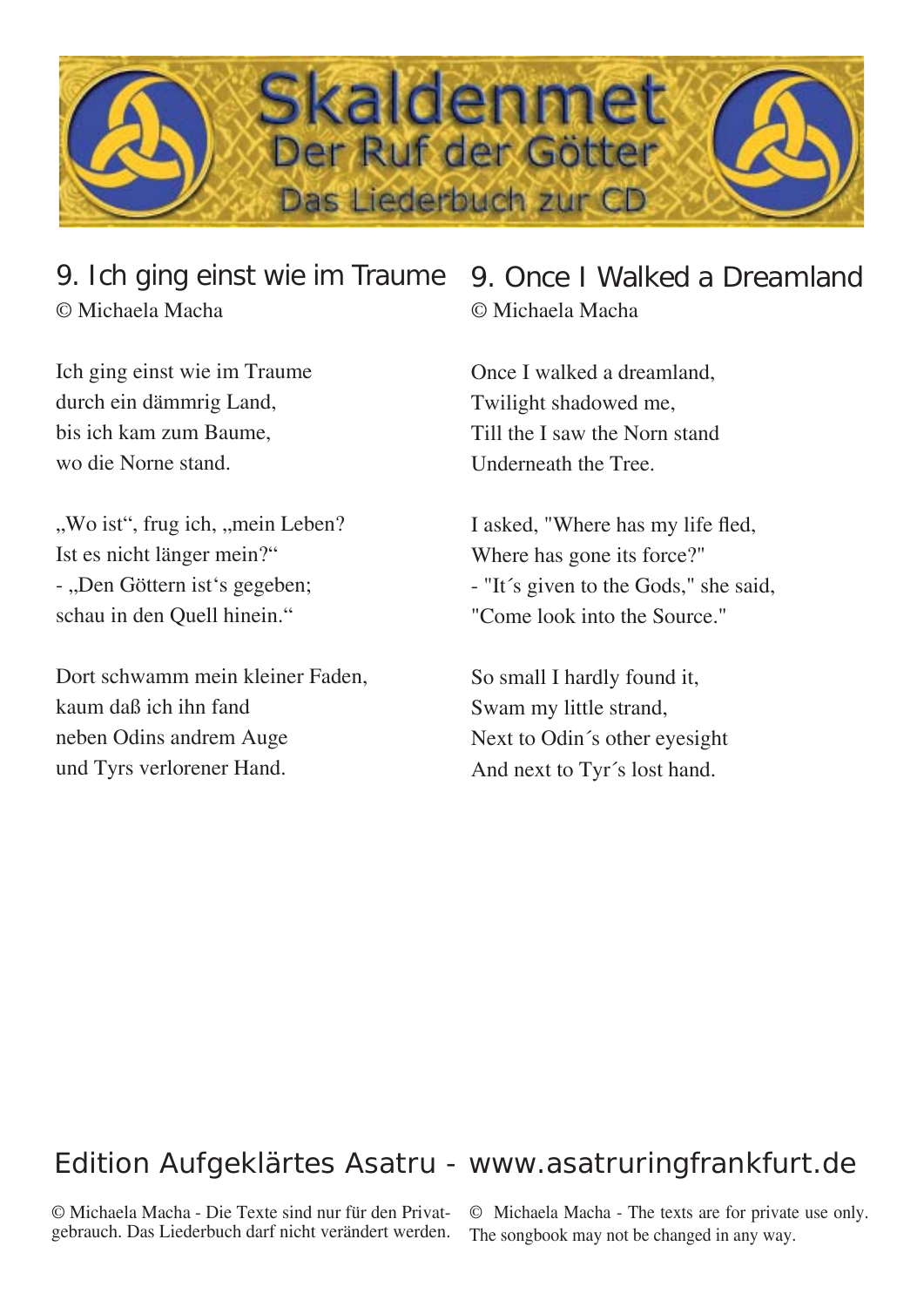Skaldenmet

Der Ruf der Götter

Das Liederbuch zur CD

## 9. Ich ging einst wie im Traume

© Michaela Macha

Ich ging einst wie im Traume
durch ein dämmrig Land,
bis ich kam zum Baume,
wo die Norne stand.

„Wo ist“, frug ich, „mein Leben?
Ist es nicht länger mein?“
- „Den Göttern ist‘s gegeben;
schau in den Quell hinein.“

Dort schwamm mein kleiner Faden,
kaum daß ich ihn fand
neben Odins andrem Auge
und Tyrs verlorener Hand.

## 9. Once I Walked a Dreamland

© Michaela Macha

Once I walked a dreamland,
Twilight shadowed me,
Till the I saw the Norn stand
Underneath the Tree.

I asked, "Where has my life fled,
Where has gone its force?"
- "It´s given to the Gods," she said,
"Come look into the Source."

So small I hardly found it,
Swam my little strand,
Next to Odin´s other eyesight
And next to Tyr´s lost hand.

Edition Aufgeklärtes Asatru - www.asatruringfrankfurt.de

© Michaela Macha - Die Texte sind nur für den Privatgebrauch. Das Liederbuch darf nicht verändert werden.

© Michaela Macha - The texts are for private use only. The songbook may not be changed in any way.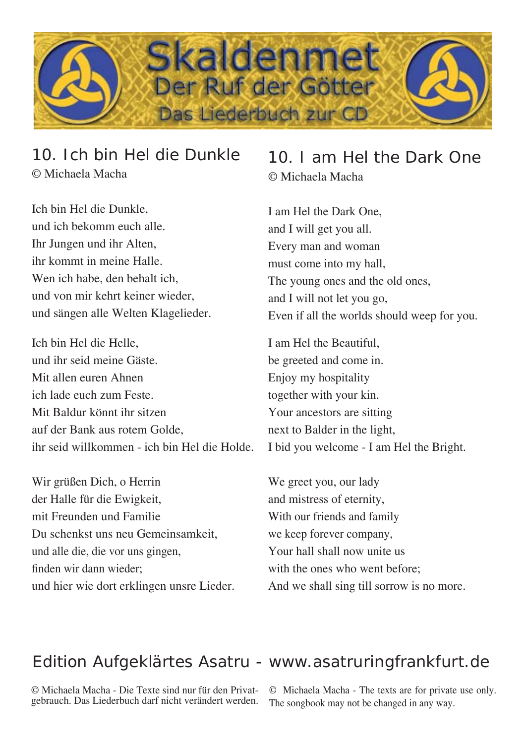Skaldenmet
Der Ruf der Götter
Das Liederbuch zur CD

## 10. Ich bin Hel die Dunkle

© Michaela Macha

Ich bin Hel die Dunkle,
und ich bekomm euch alle.
Ihr Jungen und ihr Alten,
ihr kommt in meine Halle.
Wen ich habe, den behalt ich,
und von mir kehrt keiner wieder,
und sängen alle Welten Klagelieder.

Ich bin Hel die Helle,
und ihr seid meine Gäste.
Mit allen euren Ahnen
ich lade euch zum Feste.
Mit Baldur könnt ihr sitzen
auf der Bank aus rotem Golde,
ihr seid willkommen - ich bin Hel die Holde.

Wir grüßen Dich, o Herrin
der Halle für die Ewigkeit,
mit Freunden und Familie
Du schenkst uns neu Gemeinsamkeit,
und alle die, die vor uns gingen,
finden wir dann wieder;
und hier wie dort erklingen unsre Lieder.

## 10. I am Hel the Dark One

© Michaela Macha

I am Hel the Dark One,
and I will get you all.
Every man and woman
must come into my hall,
The young ones and the old ones,
and I will not let you go,
Even if all the worlds should weep for you.

I am Hel the Beautiful,
be greeted and come in.
Enjoy my hospitality
together with your kin.
Your ancestors are sitting
next to Balder in the light,
I bid you welcome - I am Hel the Bright.

We greet you, our lady
and mistress of eternity,
With our friends and family
we keep forever company,
Your hall shall now unite us
with the ones who went before;
And we shall sing till sorrow is no more.

Edition Aufgeklärtes Asatru - www.asatruringfrankfurt.de

© Michaela Macha - Die Texte sind nur für den Privatgebrauch. Das Liederbuch darf nicht verändert werden.

© Michaela Macha - The texts are for private use only. The songbook may not be changed in any way.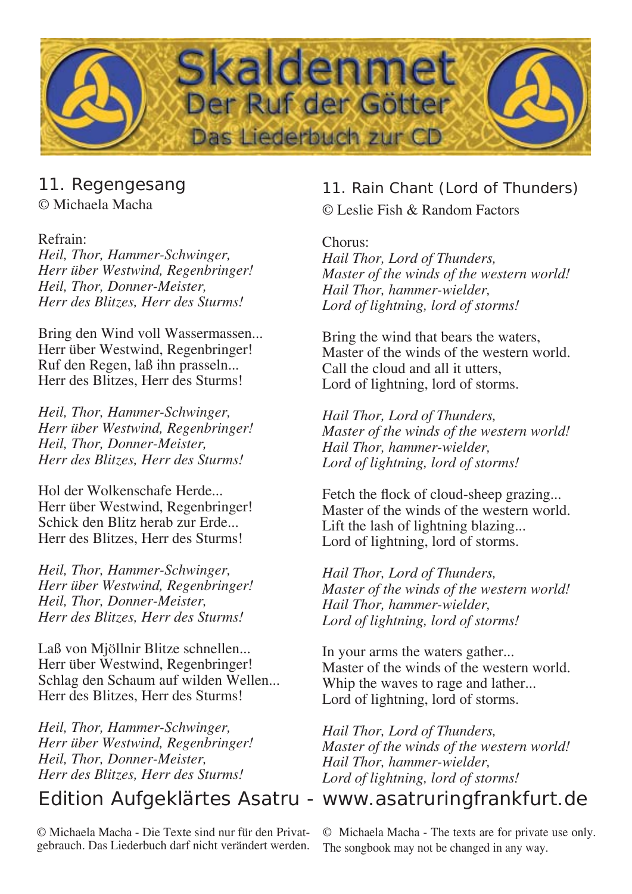# Skaldenmet

## Der Ruf der Götter

### Das Liederbuch zur CD

## 11. Regengesang

© Michaela Macha

Refrain:
*Heil, Thor, Hammer-Schwinger,*
*Herr über Westwind, Regenbringer!*
*Heil, Thor, Donner-Meister,*
*Herr des Blitzes, Herr des Sturms!*

Bring den Wind voll Wassermassen...
Herr über Westwind, Regenbringer!
Ruf den Regen, laß ihn prasseln...
Herr des Blitzes, Herr des Sturms!

*Heil, Thor, Hammer-Schwinger,*
*Herr über Westwind, Regenbringer!*
*Heil, Thor, Donner-Meister,*
*Herr des Blitzes, Herr des Sturms!*

Hol der Wolkenschafe Herde...
Herr über Westwind, Regenbringer!
Schick den Blitz herab zur Erde...
Herr des Blitzes, Herr des Sturms!

*Heil, Thor, Hammer-Schwinger,*
*Herr über Westwind, Regenbringer!*
*Heil, Thor, Donner-Meister,*
*Herr des Blitzes, Herr des Sturms!*

Laß von Mjöllnir Blitze schnellen...
Herr über Westwind, Regenbringer!
Schlag den Schaum auf wilden Wellen...
Herr des Blitzes, Herr des Sturms!

*Heil, Thor, Hammer-Schwinger,*
*Herr über Westwind, Regenbringer!*
*Heil, Thor, Donner-Meister,*
*Herr des Blitzes, Herr des Sturms!*

## 11. Rain Chant (Lord of Thunders)

© Leslie Fish & Random Factors

Chorus:
*Hail Thor, Lord of Thunders,*
*Master of the winds of the western world!*
*Hail Thor, hammer-wielder,*
*Lord of lightning, lord of storms!*

Bring the wind that bears the waters,
Master of the winds of the western world.
Call the cloud and all it utters,
Lord of lightning, lord of storms.

*Hail Thor, Lord of Thunders,*
*Master of the winds of the western world!*
*Hail Thor, hammer-wielder,*
*Lord of lightning, lord of storms!*

Fetch the flock of cloud-sheep grazing...
Master of the winds of the western world.
Lift the lash of lightning blazing...
Lord of lightning, lord of storms.

*Hail Thor, Lord of Thunders,*
*Master of the winds of the western world!*
*Hail Thor, hammer-wielder,*
*Lord of lightning, lord of storms!*

In your arms the waters gather...
Master of the winds of the western world.
Whip the waves to rage and lather...
Lord of lightning, lord of storms.

*Hail Thor, Lord of Thunders,*
*Master of the winds of the western world!*
*Hail Thor, hammer-wielder,*
*Lord of lightning, lord of storms!*

Edition Aufgeklärtes Asatru - www.asatruringfrankfurt.de

© Michaela Macha - Die Texte sind nur für den Privatgebrauch. Das Liederbuch darf nicht verändert werden.

© Michaela Macha - The texts are for private use only. The songbook may not be changed in any way.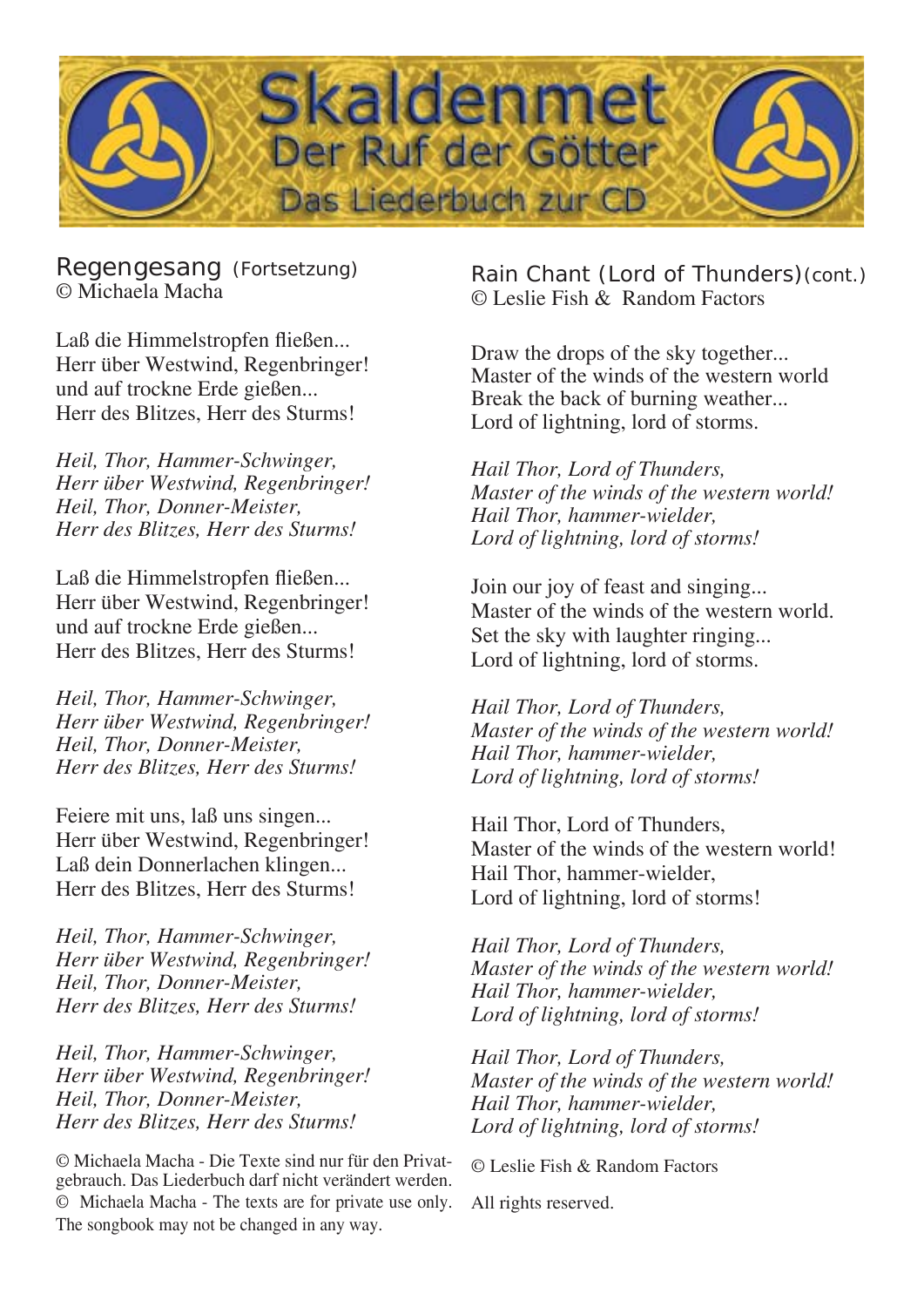## Regengesang (Fortsetzung)
© Michaela Macha

Laß die Himmelstropfen fließen...
Herr über Westwind, Regenbringer!
und auf trockne Erde gießen...
Herr des Blitzes, Herr des Sturms!

*Heil, Thor, Hammer-Schwinger,*
*Herr über Westwind, Regenbringer!*
*Heil, Thor, Donner-Meister,*
*Herr des Blitzes, Herr des Sturms!*

Laß die Himmelstropfen fließen...
Herr über Westwind, Regenbringer!
und auf trockne Erde gießen...
Herr des Blitzes, Herr des Sturms!

*Heil, Thor, Hammer-Schwinger,*
*Herr über Westwind, Regenbringer!*
*Heil, Thor, Donner-Meister,*
*Herr des Blitzes, Herr des Sturms!*

Feiere mit uns, laß uns singen...
Herr über Westwind, Regenbringer!
Laß dein Donnerlachen klingen...
Herr des Blitzes, Herr des Sturms!

*Heil, Thor, Hammer-Schwinger,*
*Herr über Westwind, Regenbringer!*
*Heil, Thor, Donner-Meister,*
*Herr des Blitzes, Herr des Sturms!*

*Heil, Thor, Hammer-Schwinger,*
*Herr über Westwind, Regenbringer!*
*Heil, Thor, Donner-Meister,*
*Herr des Blitzes, Herr des Sturms!*

© Michaela Macha - Die Texte sind nur für den Privatgebrauch. Das Liederbuch darf nicht verändert werden.
© Michaela Macha - The texts are for private use only. The songbook may not be changed in any way.

## Rain Chant (Lord of Thunders)(cont.)
© Leslie Fish & Random Factors

Draw the drops of the sky together...
Master of the winds of the western world
Break the back of burning weather...
Lord of lightning, lord of storms.

*Hail Thor, Lord of Thunders,*
*Master of the winds of the western world!*
*Hail Thor, hammer-wielder,*
*Lord of lightning, lord of storms!*

Join our joy of feast and singing...
Master of the winds of the western world.
Set the sky with laughter ringing...
Lord of lightning, lord of storms.

*Hail Thor, Lord of Thunders,*
*Master of the winds of the western world!*
*Hail Thor, hammer-wielder,*
*Lord of lightning, lord of storms!*

Hail Thor, Lord of Thunders,
Master of the winds of the western world!
Hail Thor, hammer-wielder,
Lord of lightning, lord of storms!

*Hail Thor, Lord of Thunders,*
*Master of the winds of the western world!*
*Hail Thor, hammer-wielder,*
*Lord of lightning, lord of storms!*

*Hail Thor, Lord of Thunders,*
*Master of the winds of the western world!*
*Hail Thor, hammer-wielder,*
*Lord of lightning, lord of storms!*

© Leslie Fish & Random Factors

All rights reserved.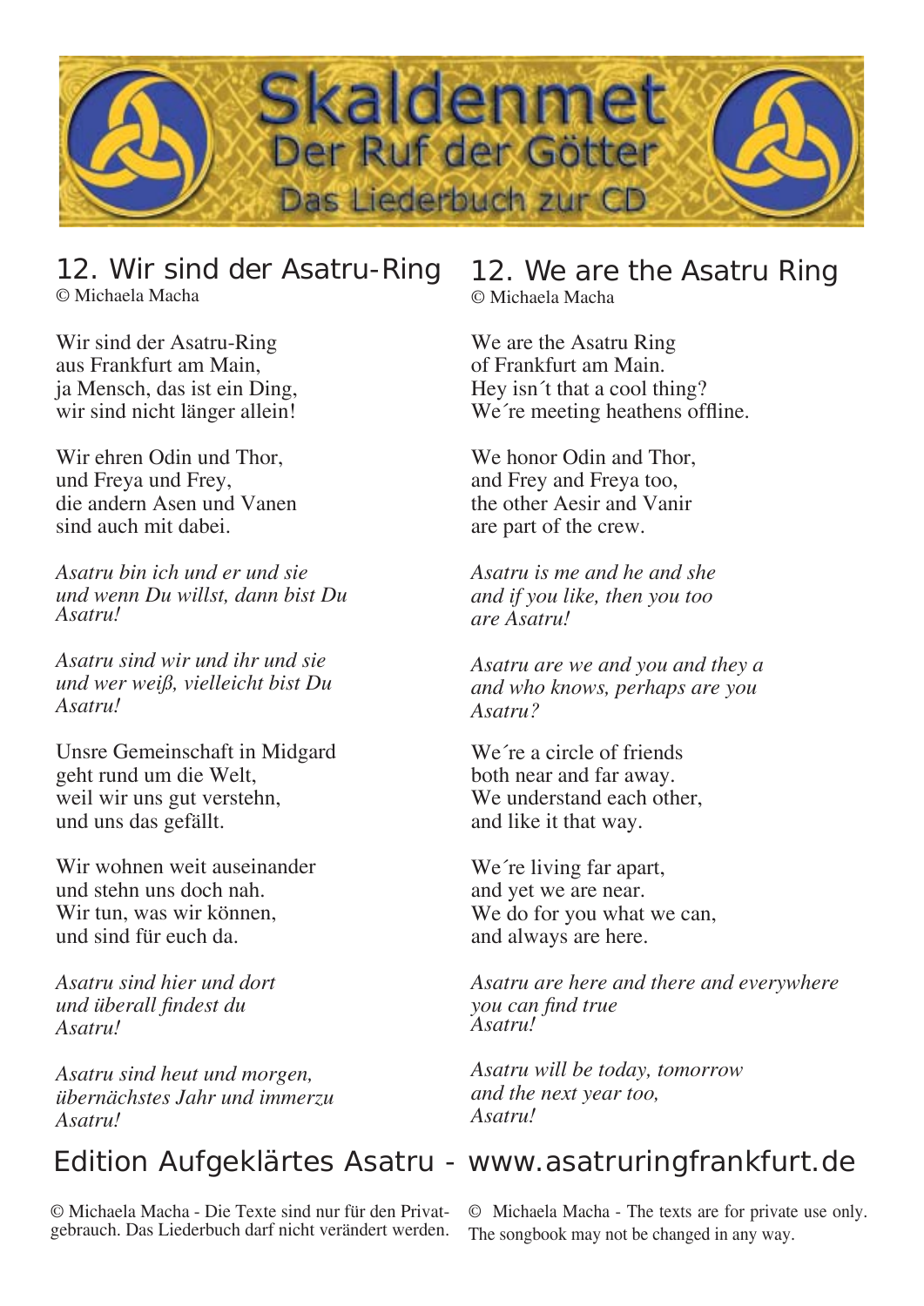# Skaldenmet
## Der Ruf der Götter
### Das Liederbuch zur CD

## 12. Wir sind der Asatru-Ring

© Michaela Macha

Wir sind der Asatru-Ring
aus Frankfurt am Main,
ja Mensch, das ist ein Ding,
wir sind nicht länger allein!

Wir ehren Odin und Thor,
und Freya und Frey,
die andern Asen und Vanen
sind auch mit dabei.

*Asatru bin ich und er und sie*
*und wenn Du willst, dann bist Du*
*Asatru!*

*Asatru sind wir und ihr und sie*
*und wer weiß, vielleicht bist Du*
*Asatru!*

Unsre Gemeinschaft in Midgard
geht rund um die Welt,
weil wir uns gut verstehn,
und uns das gefällt.

Wir wohnen weit auseinander
und stehn uns doch nah.
Wir tun, was wir können,
und sind für euch da.

*Asatru sind hier und dort*
*und überall findest du*
*Asatru!*

*Asatru sind heut und morgen,*
*übernächstes Jahr und immerzu*
*Asatru!*

## 12. We are the Asatru Ring

© Michaela Macha

We are the Asatru Ring
of Frankfurt am Main.
Hey isn´t that a cool thing?
We´re meeting heathens offline.

We honor Odin and Thor,
and Frey and Freya too,
the other Aesir and Vanir
are part of the crew.

*Asatru is me and he and she*
*and if you like, then you too*
*are Asatru!*

*Asatru are we and you and they a*
*and who knows, perhaps are you*
*Asatru?*

We´re a circle of friends
both near and far away.
We understand each other,
and like it that way.

We´re living far apart,
and yet we are near.
We do for you what we can,
and always are here.

*Asatru are here and there and everywhere*
*you can find true*
*Asatru!*

*Asatru will be today, tomorrow*
*and the next year too,*
*Asatru!*

Edition Aufgeklärtes Asatru - www.asatruringfrankfurt.de

© Michaela Macha - Die Texte sind nur für den Privatgebrauch. Das Liederbuch darf nicht verändert werden.

© Michaela Macha - The texts are for private use only. The songbook may not be changed in any way.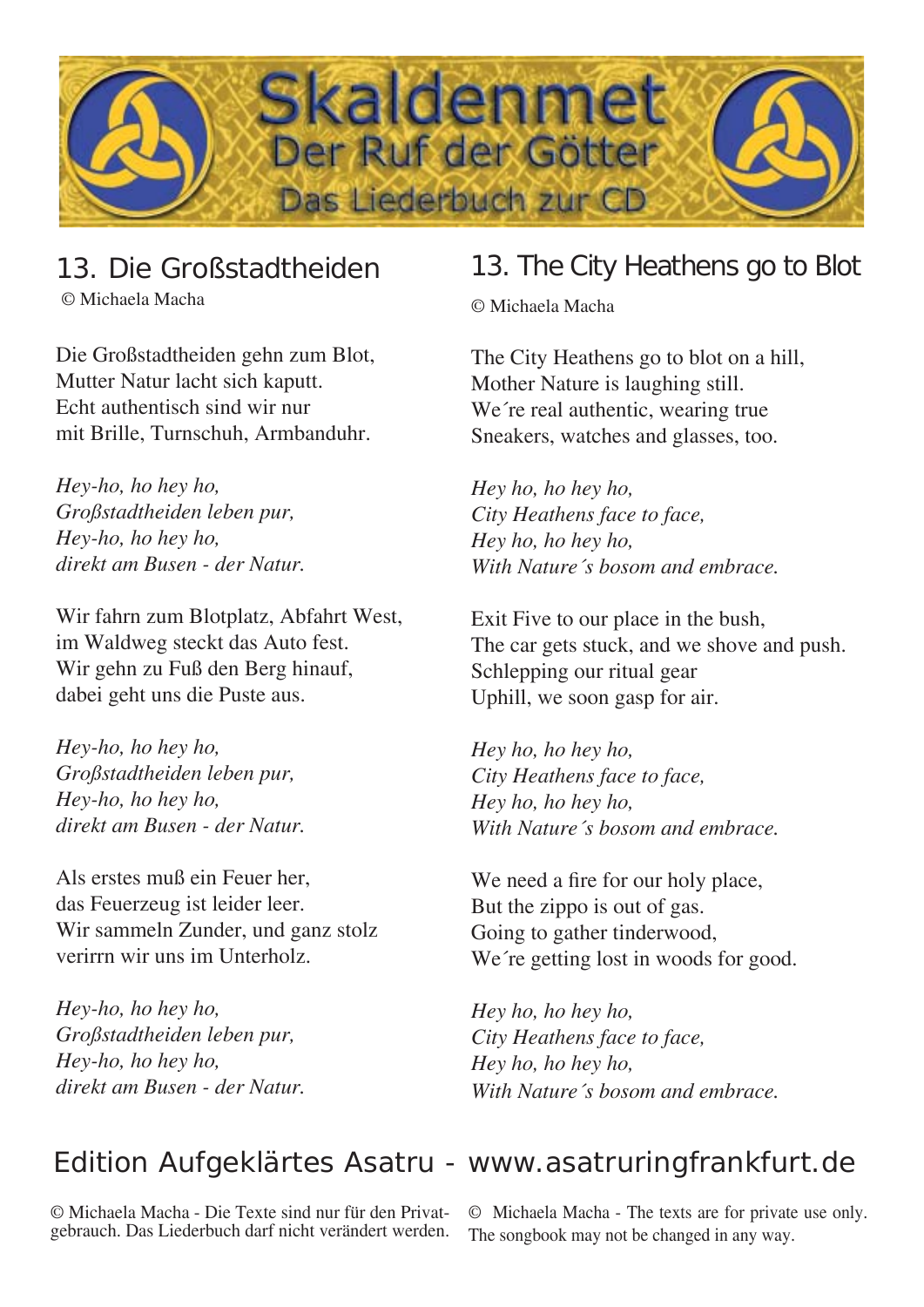Skaldenmet
Der Ruf der Götter
Das Liederbuch zur CD

## 13. Die Großstadtheiden

© Michaela Macha

Die Großstadtheiden gehn zum Blot,
Mutter Natur lacht sich kaputt.
Echt authentisch sind wir nur
mit Brille, Turnschuh, Armbanduhr.

*Hey-ho, ho hey ho,*
*Großstadtheiden leben pur,*
*Hey-ho, ho hey ho,*
*direkt am Busen - der Natur.*

Wir fahrn zum Blotplatz, Abfahrt West,
im Waldweg steckt das Auto fest.
Wir gehn zu Fuß den Berg hinauf,
dabei geht uns die Puste aus.

*Hey-ho, ho hey ho,*
*Großstadtheiden leben pur,*
*Hey-ho, ho hey ho,*
*direkt am Busen - der Natur.*

Als erstes muß ein Feuer her,
das Feuerzeug ist leider leer.
Wir sammeln Zunder, und ganz stolz
verirrn wir uns im Unterholz.

*Hey-ho, ho hey ho,*
*Großstadtheiden leben pur,*
*Hey-ho, ho hey ho,*
*direkt am Busen - der Natur.*

## 13. The City Heathens go to Blot

© Michaela Macha

The City Heathens go to blot on a hill,
Mother Nature is laughing still.
We´re real authentic, wearing true
Sneakers, watches and glasses, too.

*Hey ho, ho hey ho,*
*City Heathens face to face,*
*Hey ho, ho hey ho,*
*With Nature´s bosom and embrace.*

Exit Five to our place in the bush,
The car gets stuck, and we shove and push.
Schlepping our ritual gear
Uphill, we soon gasp for air.

*Hey ho, ho hey ho,*
*City Heathens face to face,*
*Hey ho, ho hey ho,*
*With Nature´s bosom and embrace.*

We need a fire for our holy place,
But the zippo is out of gas.
Going to gather tinderwood,
We´re getting lost in woods for good.

*Hey ho, ho hey ho,*
*City Heathens face to face,*
*Hey ho, ho hey ho,*
*With Nature´s bosom and embrace.*

Edition Aufgeklärtes Asatru - www.asatruringfrankfurt.de

© Michaela Macha - Die Texte sind nur für den Privatgebrauch. Das Liederbuch darf nicht verändert werden.

© Michaela Macha - The texts are for private use only. The songbook may not be changed in any way.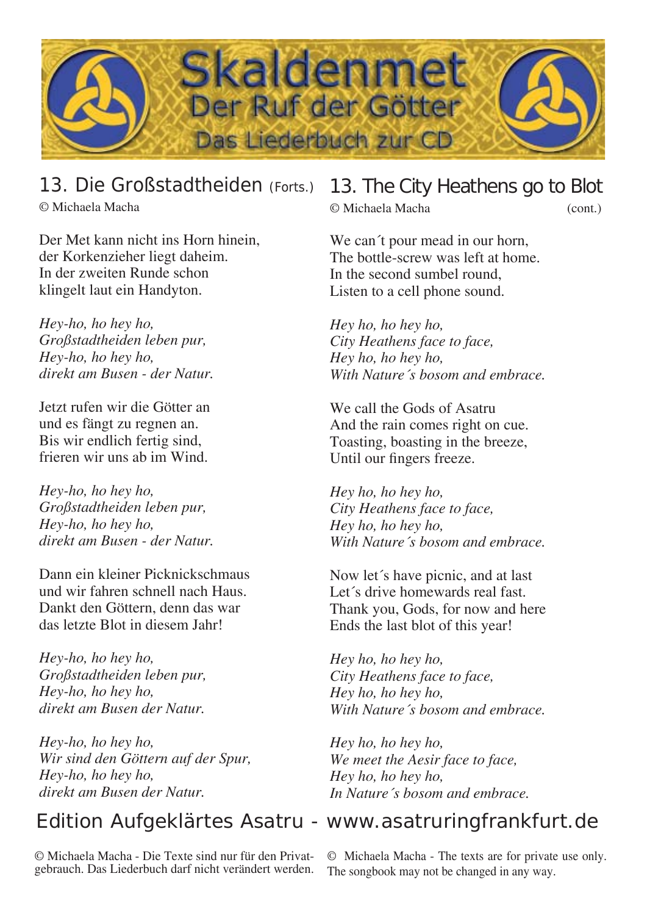# Skaldenmet
## Der Ruf der Götter
### Das Liederbuch zur CD

## 13. Die Großstadtheiden (Forts.)

© Michaela Macha

Der Met kann nicht ins Horn hinein,
der Korkenzieher liegt daheim.
In der zweiten Runde schon
klingelt laut ein Handyton.

*Hey-ho, ho hey ho,*
*Großstadtheiden leben pur,*
*Hey-ho, ho hey ho,*
*direkt am Busen - der Natur.*

Jetzt rufen wir die Götter an
und es fängt zu regnen an.
Bis wir endlich fertig sind,
frieren wir uns ab im Wind.

*Hey-ho, ho hey ho,*
*Großstadtheiden leben pur,*
*Hey-ho, ho hey ho,*
*direkt am Busen - der Natur.*

Dann ein kleiner Picknickschmaus
und wir fahren schnell nach Haus.
Dankt den Göttern, denn das war
das letzte Blot in diesem Jahr!

*Hey-ho, ho hey ho,*
*Großstadtheiden leben pur,*
*Hey-ho, ho hey ho,*
*direkt am Busen der Natur.*

*Hey-ho, ho hey ho,*
*Wir sind den Göttern auf der Spur,*
*Hey-ho, ho hey ho,*
*direkt am Busen der Natur.*

## 13. The City Heathens go to Blot

© Michaela Macha (cont.)

We can´t pour mead in our horn,
The bottle-screw was left at home.
In the second sumbel round,
Listen to a cell phone sound.

*Hey ho, ho hey ho,*
*City Heathens face to face,*
*Hey ho, ho hey ho,*
*With Nature´s bosom and embrace.*

We call the Gods of Asatru
And the rain comes right on cue.
Toasting, boasting in the breeze,
Until our fingers freeze.

*Hey ho, ho hey ho,*
*City Heathens face to face,*
*Hey ho, ho hey ho,*
*With Nature´s bosom and embrace.*

Now let´s have picnic, and at last
Let´s drive homewards real fast.
Thank you, Gods, for now and here
Ends the last blot of this year!

*Hey ho, ho hey ho,*
*City Heathens face to face,*
*Hey ho, ho hey ho,*
*With Nature´s bosom and embrace.*

*Hey ho, ho hey ho,*
*We meet the Aesir face to face,*
*Hey ho, ho hey ho,*
*In Nature´s bosom and embrace.*

Edition Aufgeklärtes Asatru - www.asatruringfrankfurt.de

© Michaela Macha - Die Texte sind nur für den Privatgebrauch. Das Liederbuch darf nicht verändert werden.

© Michaela Macha - The texts are for private use only. The songbook may not be changed in any way.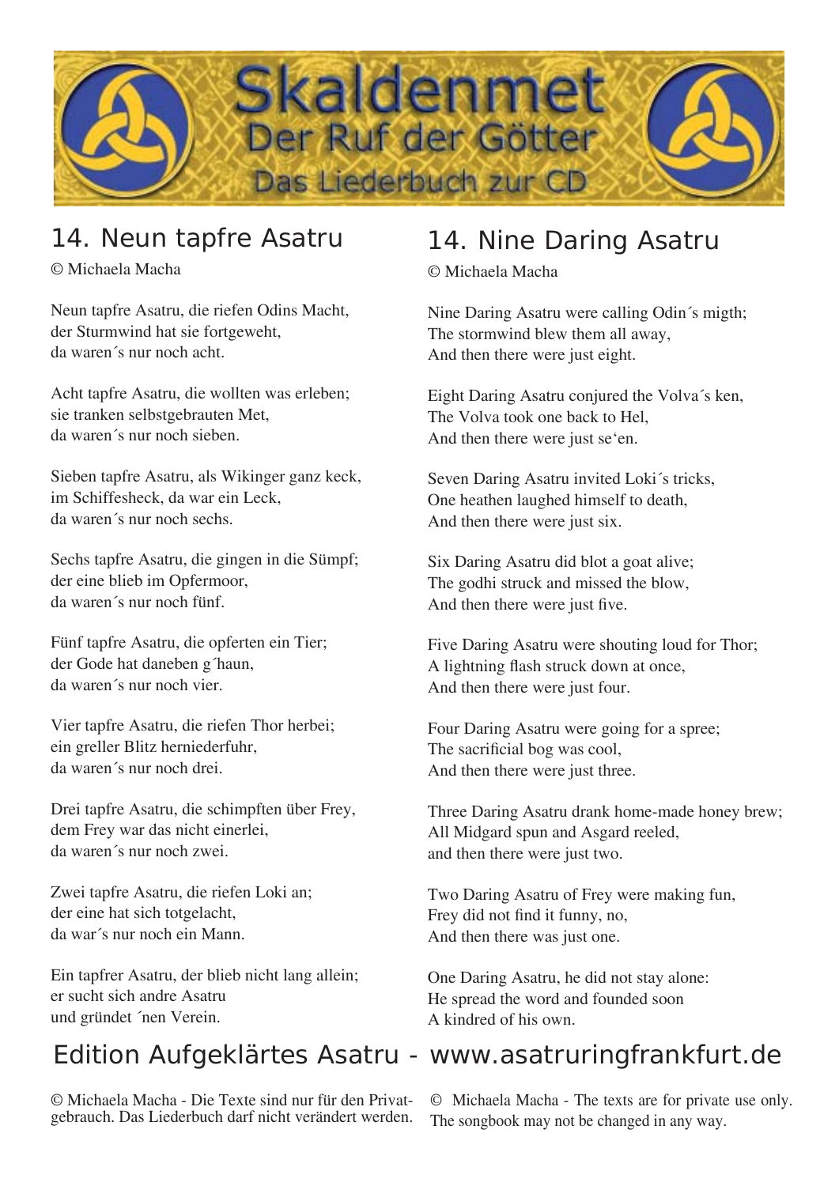Skaldenmet

Der Ruf der Götter

Das Liederbuch zur CD

## 14. Neun tapfre Asatru

© Michaela Macha

Neun tapfre Asatru, die riefen Odins Macht,
der Sturmwind hat sie fortgeweht,
da waren´s nur noch acht.

Acht tapfre Asatru, die wollten was erleben;
sie tranken selbstgebrauten Met,
da waren´s nur noch sieben.

Sieben tapfre Asatru, als Wikinger ganz keck,
im Schiffesheck, da war ein Leck,
da waren´s nur noch sechs.

Sechs tapfre Asatru, die gingen in die Sümpf;
der eine blieb im Opfermoor,
da waren´s nur noch fünf.

Fünf tapfre Asatru, die opferten ein Tier;
der Gode hat daneben g´haun,
da waren´s nur noch vier.

Vier tapfre Asatru, die riefen Thor herbei;
ein greller Blitz herniederfuhr,
da waren´s nur noch drei.

Drei tapfre Asatru, die schimpften über Frey,
dem Frey war das nicht einerlei,
da waren´s nur noch zwei.

Zwei tapfre Asatru, die riefen Loki an;
der eine hat sich totgelacht,
da war´s nur noch ein Mann.

Ein tapfrer Asatru, der blieb nicht lang allein;
er sucht sich andre Asatru
und gründet ´nen Verein.

## 14. Nine Daring Asatru

© Michaela Macha

Nine Daring Asatru were calling Odin´s migth;
The stormwind blew them all away,
And then there were just eight.

Eight Daring Asatru conjured the Volva´s ken,
The Volva took one back to Hel,
And then there were just se‘en.

Seven Daring Asatru invited Loki´s tricks,
One heathen laughed himself to death,
And then there were just six.

Six Daring Asatru did blot a goat alive;
The godhi struck and missed the blow,
And then there were just five.

Five Daring Asatru were shouting loud for Thor;
A lightning flash struck down at once,
And then there were just four.

Four Daring Asatru were going for a spree;
The sacrificial bog was cool,
And then there were just three.

Three Daring Asatru drank home-made honey brew;
All Midgard spun and Asgard reeled,
and then there were just two.

Two Daring Asatru of Frey were making fun,
Frey did not find it funny, no,
And then there was just one.

One Daring Asatru, he did not stay alone:
He spread the word and founded soon
A kindred of his own.

Edition Aufgeklärtes Asatru - www.asatruringfrankfurt.de

© Michaela Macha - Die Texte sind nur für den Privatgebrauch. Das Liederbuch darf nicht verändert werden.

© Michaela Macha - The texts are for private use only. The songbook may not be changed in any way.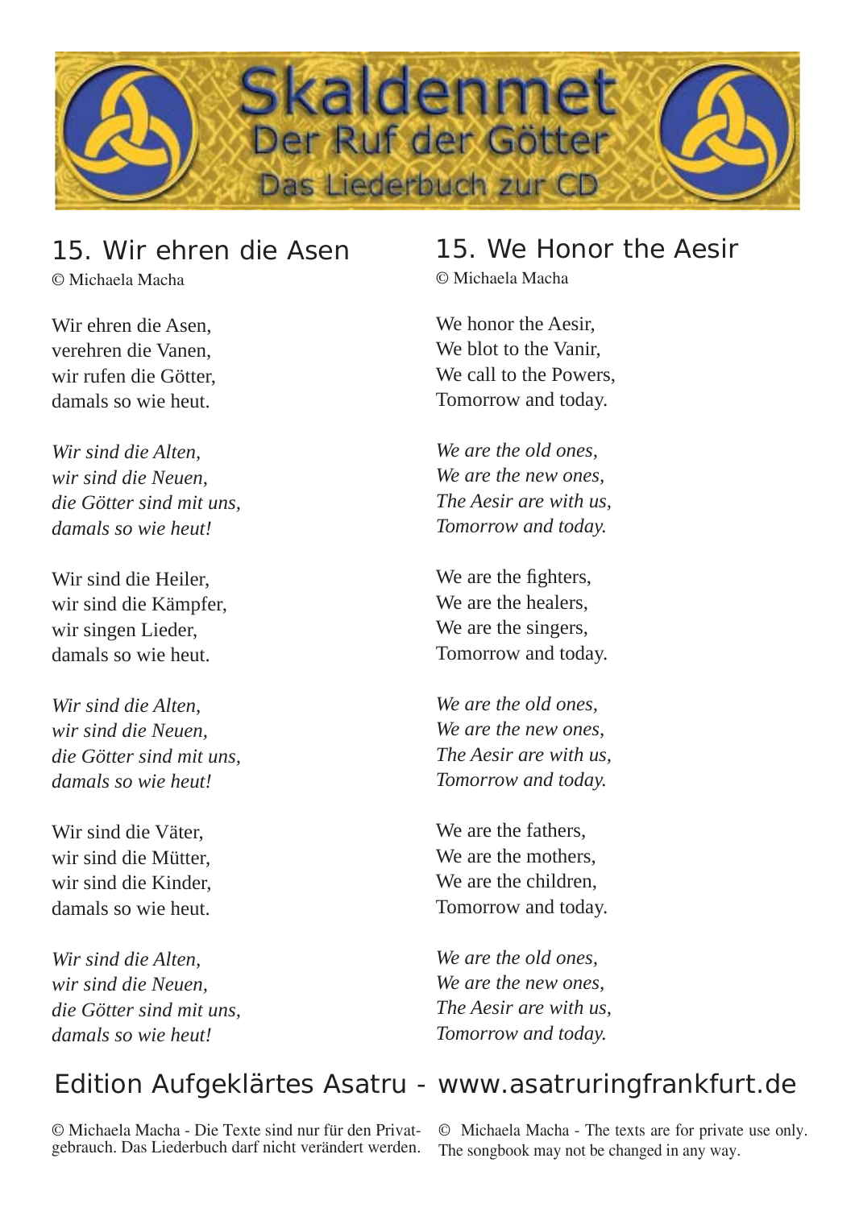# Skaldenmet

## Der Ruf der Götter

### Das Liederbuch zur CD

## 15. Wir ehren die Asen

© Michaela Macha

Wir ehren die Asen,
verehren die Vanen,
wir rufen die Götter,
damals so wie heut.

*Wir sind die Alten,*
*wir sind die Neuen,*
*die Götter sind mit uns,*
*damals so wie heut!*

Wir sind die Heiler,
wir sind die Kämpfer,
wir singen Lieder,
damals so wie heut.

*Wir sind die Alten,*
*wir sind die Neuen,*
*die Götter sind mit uns,*
*damals so wie heut!*

Wir sind die Väter,
wir sind die Mütter,
wir sind die Kinder,
damals so wie heut.

*Wir sind die Alten,*
*wir sind die Neuen,*
*die Götter sind mit uns,*
*damals so wie heut!*

## 15. We Honor the Aesir

© Michaela Macha

We honor the Aesir,
We blot to the Vanir,
We call to the Powers,
Tomorrow and today.

*We are the old ones,*
*We are the new ones,*
*The Aesir are with us,*
*Tomorrow and today.*

We are the fighters,
We are the healers,
We are the singers,
Tomorrow and today.

*We are the old ones,*
*We are the new ones,*
*The Aesir are with us,*
*Tomorrow and today.*

We are the fathers,
We are the mothers,
We are the children,
Tomorrow and today.

*We are the old ones,*
*We are the new ones,*
*The Aesir are with us,*
*Tomorrow and today.*

Edition Aufgeklärtes Asatru - www.asatruringfrankfurt.de

© Michaela Macha - Die Texte sind nur für den Privatgebrauch. Das Liederbuch darf nicht verändert werden.

© Michaela Macha - The texts are for private use only. The songbook may not be changed in any way.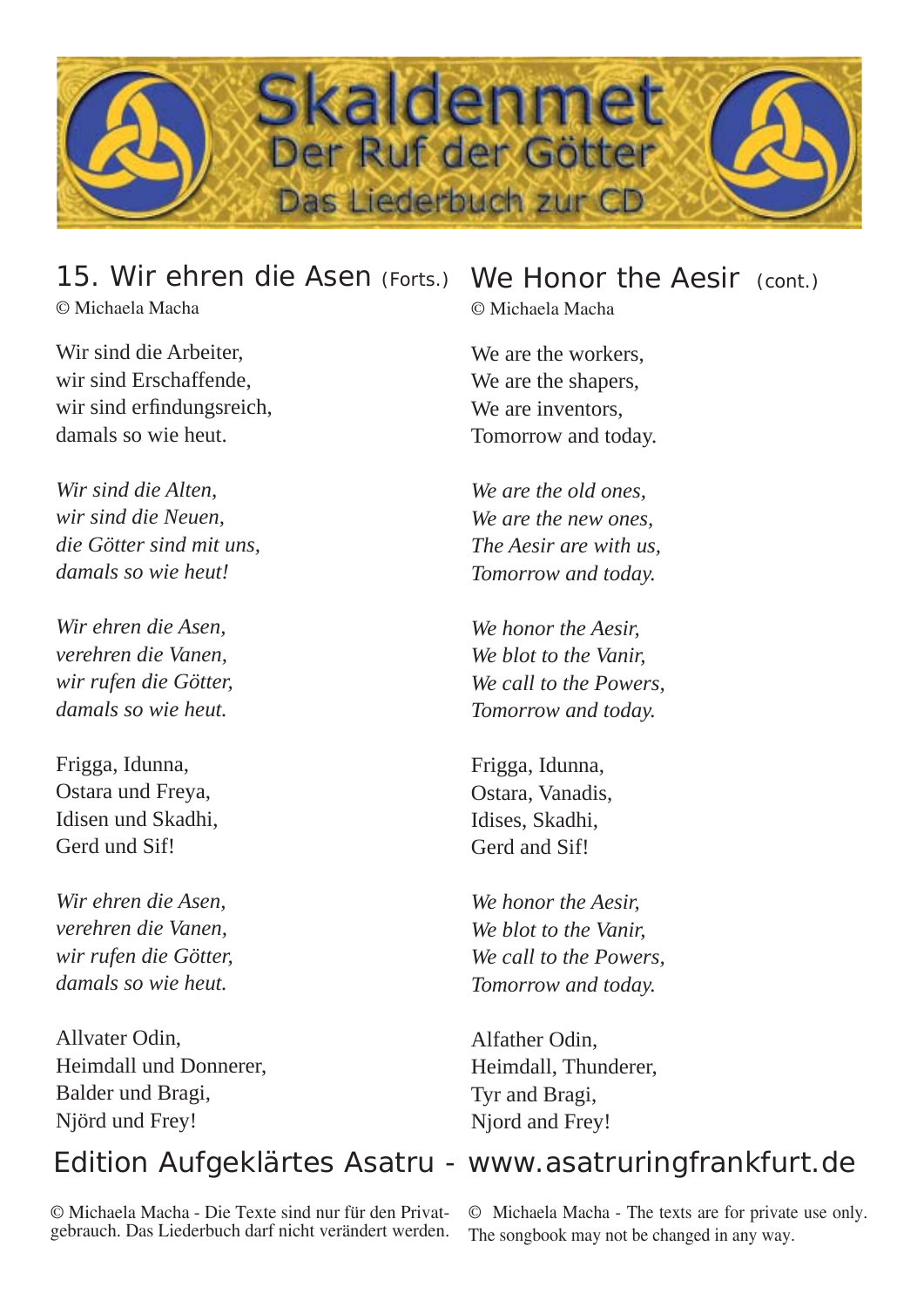## 15. Wir ehren die Asen (Forts.)

© Michaela Macha

Wir sind die Arbeiter,
wir sind Erschaffende,
wir sind erfindungsreich,
damals so wie heut.

*Wir sind die Alten,*
*wir sind die Neuen,*
*die Götter sind mit uns,*
*damals so wie heut!*

*Wir ehren die Asen,*
*verehren die Vanen,*
*wir rufen die Götter,*
*damals so wie heut.*

Frigga, Idunna,
Ostara und Freya,
Idisen und Skadhi,
Gerd und Sif!

*Wir ehren die Asen,*
*verehren die Vanen,*
*wir rufen die Götter,*
*damals so wie heut.*

Allvater Odin,
Heimdall und Donnerer,
Balder und Bragi,
Njörd und Frey!

## We Honor the Aesir (cont.)

© Michaela Macha

We are the workers,
We are the shapers,
We are inventors,
Tomorrow and today.

*We are the old ones,*
*We are the new ones,*
*The Aesir are with us,*
*Tomorrow and today.*

*We honor the Aesir,*
*We blot to the Vanir,*
*We call to the Powers,*
*Tomorrow and today.*

Frigga, Idunna,
Ostara, Vanadis,
Idises, Skadhi,
Gerd and Sif!

*We honor the Aesir,*
*We blot to the Vanir,*
*We call to the Powers,*
*Tomorrow and today.*

Alfather Odin,
Heimdall, Thunderer,
Tyr and Bragi,
Njord and Frey!

Edition Aufgeklärtes Asatru - www.asatruringfrankfurt.de

© Michaela Macha - Die Texte sind nur für den Privatgebrauch. Das Liederbuch darf nicht verändert werden.

© Michaela Macha - The texts are for private use only. The songbook may not be changed in any way.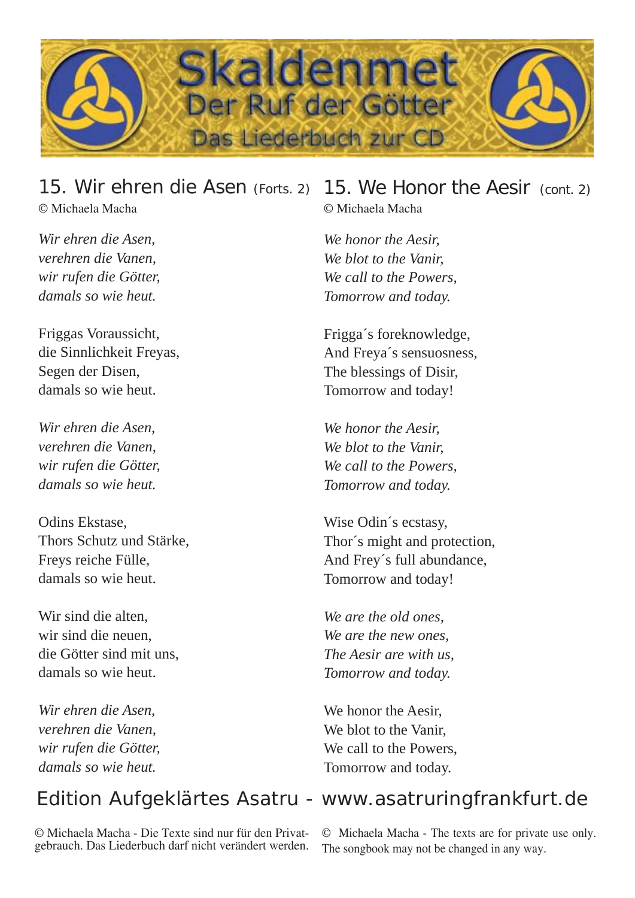# 15. Wir ehren die Asen (Forts. 2)

© Michaela Macha

*Wir ehren die Asen,*
*verehren die Vanen,*
*wir rufen die Götter,*
*damals so wie heut.*

Friggas Voraussicht,
die Sinnlichkeit Freyas,
Segen der Disen,
damals so wie heut.

*Wir ehren die Asen,*
*verehren die Vanen,*
*wir rufen die Götter,*
*damals so wie heut.*

Odins Ekstase,
Thors Schutz und Stärke,
Freys reiche Fülle,
damals so wie heut.

Wir sind die alten,
wir sind die neuen,
die Götter sind mit uns,
damals so wie heut.

*Wir ehren die Asen,*
*verehren die Vanen,*
*wir rufen die Götter,*
*damals so wie heut.*

# 15. We Honor the Aesir (cont. 2)

© Michaela Macha

*We honor the Aesir,*
*We blot to the Vanir,*
*We call to the Powers,*
*Tomorrow and today.*

Frigga´s foreknowledge,
And Freya´s sensuosness,
The blessings of Disir,
Tomorrow and today!

*We honor the Aesir,*
*We blot to the Vanir,*
*We call to the Powers,*
*Tomorrow and today.*

Wise Odin´s ecstasy,
Thor´s might and protection,
And Frey´s full abundance,
Tomorrow and today!

*We are the old ones,*
*We are the new ones,*
*The Aesir are with us,*
*Tomorrow and today.*

We honor the Aesir,
We blot to the Vanir,
We call to the Powers,
Tomorrow and today.